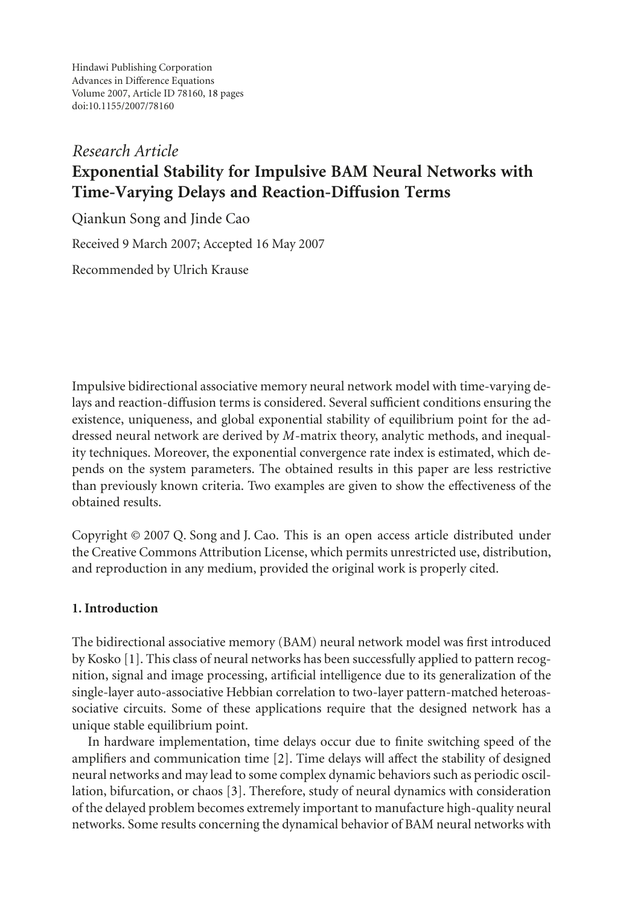Hindawi Publishing Corporation
Advances in Difference Equations
Volume 2007, Article ID 78160, 18 pages
doi:10.1155/2007/78160

*Research Article*

# Exponential Stability for Impulsive BAM Neural Networks with Time-Varying Delays and Reaction-Diffusion Terms

Qiankun Song and Jinde Cao

Received 9 March 2007; Accepted 16 May 2007

Recommended by Ulrich Krause

Impulsive bidirectional associative memory neural network model with time-varying delays and reaction-diffusion terms is considered. Several sufficient conditions ensuring the existence, uniqueness, and global exponential stability of equilibrium point for the addressed neural network are derived by $M$-matrix theory, analytic methods, and inequality techniques. Moreover, the exponential convergence rate index is estimated, which depends on the system parameters. The obtained results in this paper are less restrictive than previously known criteria. Two examples are given to show the effectiveness of the obtained results.

Copyright © 2007 Q. Song and J. Cao. This is an open access article distributed under the Creative Commons Attribution License, which permits unrestricted use, distribution, and reproduction in any medium, provided the original work is properly cited.

## 1. Introduction

The bidirectional associative memory (BAM) neural network model was first introduced by Kosko [1]. This class of neural networks has been successfully applied to pattern recognition, signal and image processing, artificial intelligence due to its generalization of the single-layer auto-associative Hebbian correlation to two-layer pattern-matched heteroassociative circuits. Some of these applications require that the designed network has a unique stable equilibrium point.

In hardware implementation, time delays occur due to finite switching speed of the amplifiers and communication time [2]. Time delays will affect the stability of designed neural networks and may lead to some complex dynamic behaviors such as periodic oscillation, bifurcation, or chaos [3]. Therefore, study of neural dynamics with consideration of the delayed problem becomes extremely important to manufacture high-quality neural networks. Some results concerning the dynamical behavior of BAM neural networks with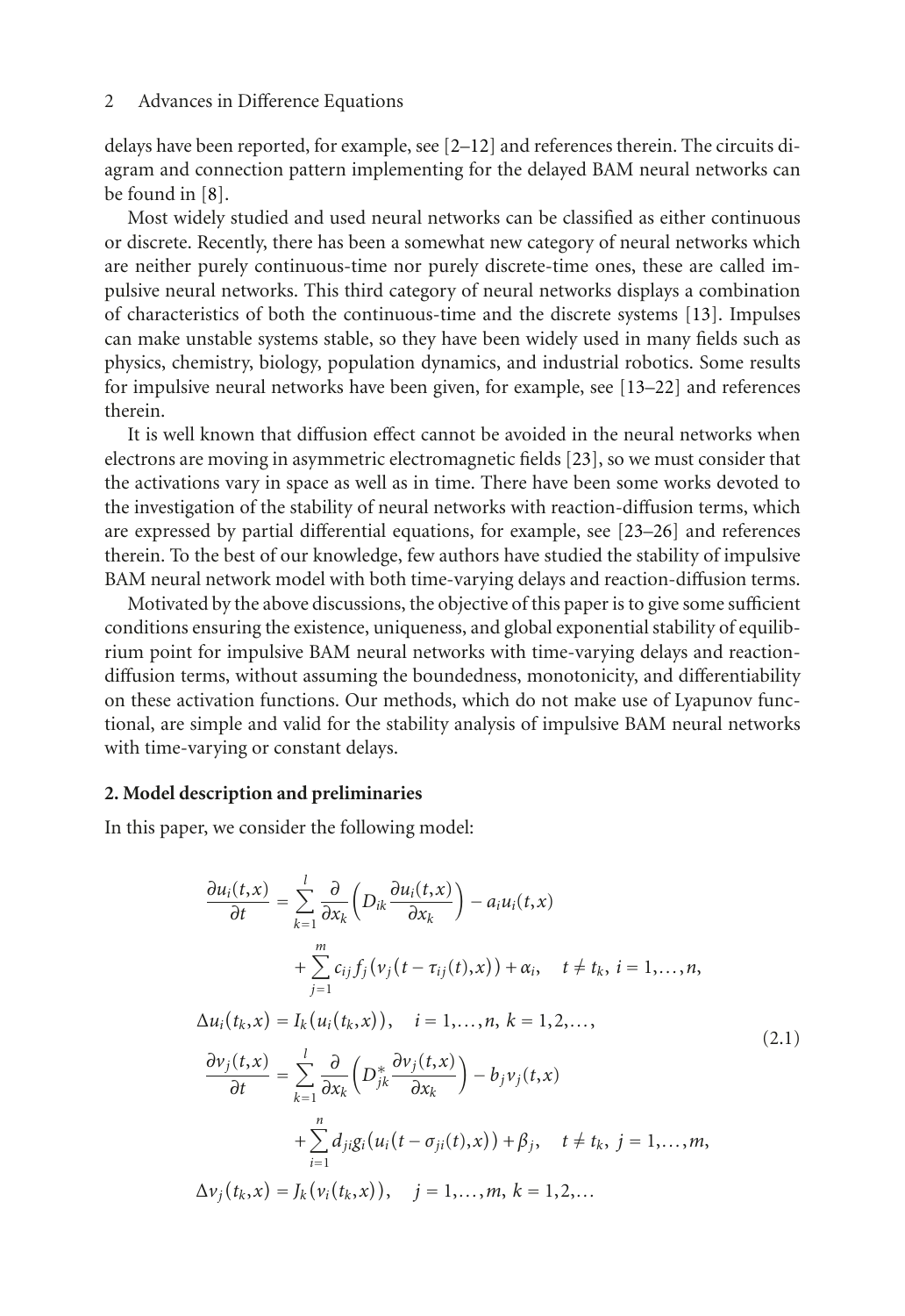delays have been reported, for example, see [2–12] and references therein. The circuits diagram and connection pattern implementing for the delayed BAM neural networks can be found in [8].

Most widely studied and used neural networks can be classified as either continuous or discrete. Recently, there has been a somewhat new category of neural networks which are neither purely continuous-time nor purely discrete-time ones, these are called impulsive neural networks. This third category of neural networks displays a combination of characteristics of both the continuous-time and the discrete systems [13]. Impulses can make unstable systems stable, so they have been widely used in many fields such as physics, chemistry, biology, population dynamics, and industrial robotics. Some results for impulsive neural networks have been given, for example, see [13–22] and references therein.

It is well known that diffusion effect cannot be avoided in the neural networks when electrons are moving in asymmetric electromagnetic fields [23], so we must consider that the activations vary in space as well as in time. There have been some works devoted to the investigation of the stability of neural networks with reaction-diffusion terms, which are expressed by partial differential equations, for example, see [23–26] and references therein. To the best of our knowledge, few authors have studied the stability of impulsive BAM neural network model with both time-varying delays and reaction-diffusion terms.

Motivated by the above discussions, the objective of this paper is to give some sufficient conditions ensuring the existence, uniqueness, and global exponential stability of equilibrium point for impulsive BAM neural networks with time-varying delays and reaction-diffusion terms, without assuming the boundedness, monotonicity, and differentiability on these activation functions. Our methods, which do not make use of Lyapunov functional, are simple and valid for the stability analysis of impulsive BAM neural networks with time-varying or constant delays.

## 2. Model description and preliminaries

In this paper, we consider the following model:

$$
\begin{aligned}
\frac{\partial u_i(t,x)}{\partial t} &= \sum_{k=1}^{l} \frac{\partial}{\partial x_k}\left(D_{ik}\frac{\partial u_i(t,x)}{\partial x_k}\right) - a_i u_i(t,x) \\
&\quad + \sum_{j=1}^{m} c_{ij} f_j\big(v_j(t-\tau_{ij}(t),x)\big) + \alpha_i, \quad t \neq t_k,\ i = 1,\dots,n, \\
\Delta u_i(t_k,x) &= I_k\big(u_i(t_k,x)\big), \quad i = 1,\dots,n,\ k = 1,2,\dots, \\
\frac{\partial v_j(t,x)}{\partial t} &= \sum_{k=1}^{l} \frac{\partial}{\partial x_k}\left(D^{*}_{jk}\frac{\partial v_j(t,x)}{\partial x_k}\right) - b_j v_j(t,x) \\
&\quad + \sum_{i=1}^{n} d_{ji} g_i\big(u_i(t-\sigma_{ji}(t),x)\big) + \beta_j, \quad t \neq t_k,\ j = 1,\dots,m, \\
\Delta v_j(t_k,x) &= J_k\big(v_i(t_k,x)\big), \quad j = 1,\dots,m,\ k = 1,2,\dots
\end{aligned}
\tag{2.1}
$$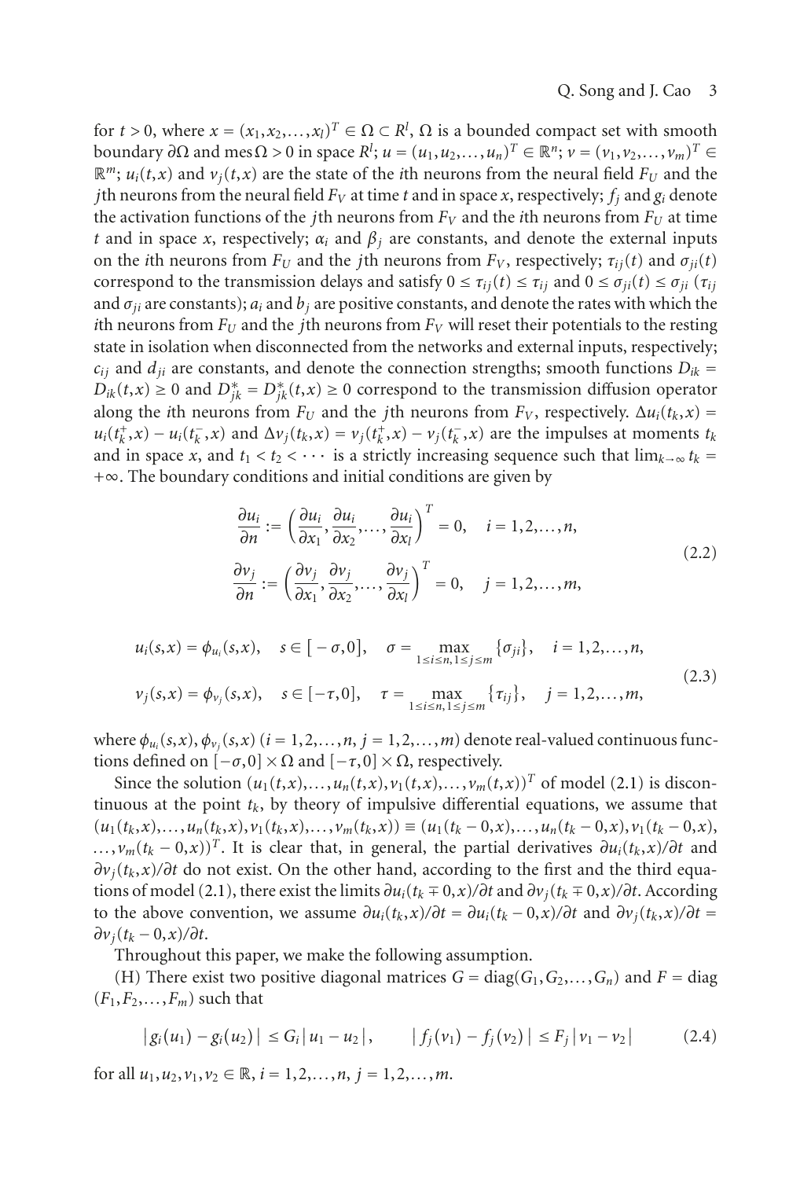for $t > 0$, where $x = (x_1, x_2, \ldots, x_l)^T \in \Omega \subset R^l$, $\Omega$ is a bounded compact set with smooth boundary $\partial\Omega$ and $\operatorname{mes}\Omega > 0$ in space $R^l$; $u = (u_1, u_2, \ldots, u_n)^T \in \mathbb{R}^n$; $v = (v_1, v_2, \ldots, v_m)^T \in \mathbb{R}^m$; $u_i(t,x)$ and $v_j(t,x)$ are the state of the $i$th neurons from the neural field $F_U$ and the $j$th neurons from the neural field $F_V$ at time $t$ and in space $x$, respectively; $f_j$ and $g_i$ denote the activation functions of the $j$th neurons from $F_V$ and the $i$th neurons from $F_U$ at time $t$ and in space $x$, respectively; $\alpha_i$ and $\beta_j$ are constants, and denote the external inputs on the $i$th neurons from $F_U$ and the $j$th neurons from $F_V$, respectively; $\tau_{ij}(t)$ and $\sigma_{ji}(t)$ correspond to the transmission delays and satisfy $0 \le \tau_{ij}(t) \le \tau_{ij}$ and $0 \le \sigma_{ji}(t) \le \sigma_{ji}$ ($\tau_{ij}$ and $\sigma_{ji}$ are constants); $a_i$ and $b_j$ are positive constants, and denote the rates with which the $i$th neurons from $F_U$ and the $j$th neurons from $F_V$ will reset their potentials to the resting state in isolation when disconnected from the networks and external inputs, respectively; $c_{ij}$ and $d_{ji}$ are constants, and denote the connection strengths; smooth functions $D_{ik} = D_{ik}(t,x) \ge 0$ and $D^*_{jk} = D^*_{jk}(t,x) \ge 0$ correspond to the transmission diffusion operator along the $i$th neurons from $F_U$ and the $j$th neurons from $F_V$, respectively. $\Delta u_i(t_k,x) = u_i(t_k^+,x) - u_i(t_k^-,x)$ and $\Delta v_j(t_k,x) = v_j(t_k^+,x) - v_j(t_k^-,x)$ are the impulses at moments $t_k$ and in space $x$, and $t_1 < t_2 < \cdots$ is a strictly increasing sequence such that $\lim_{k\to\infty} t_k = +\infty$. The boundary conditions and initial conditions are given by

$$
\begin{aligned}
\frac{\partial u_i}{\partial n} &:= \left(\frac{\partial u_i}{\partial x_1}, \frac{\partial u_i}{\partial x_2}, \ldots, \frac{\partial u_i}{\partial x_l}\right)^T = 0, \quad i = 1,2,\ldots,n, \\
\frac{\partial v_j}{\partial n} &:= \left(\frac{\partial v_j}{\partial x_1}, \frac{\partial v_j}{\partial x_2}, \ldots, \frac{\partial v_j}{\partial x_l}\right)^T = 0, \quad j = 1,2,\ldots,m,
\end{aligned}
\tag{2.2}
$$

$$
\begin{aligned}
u_i(s,x) &= \phi_{u_i}(s,x), \quad s \in [-\sigma, 0], \quad \sigma = \max_{1\le i\le n, 1\le j\le m} \{\sigma_{ji}\}, \quad i = 1,2,\ldots,n, \\
v_j(s,x) &= \phi_{v_j}(s,x), \quad s \in [-\tau, 0], \quad \tau = \max_{1\le i\le n, 1\le j\le m} \{\tau_{ij}\}, \quad j = 1,2,\ldots,m,
\end{aligned}
\tag{2.3}
$$

where $\phi_{u_i}(s,x), \phi_{v_j}(s,x)$ ($i = 1,2,\ldots,n$, $j = 1,2,\ldots,m$) denote real-valued continuous functions defined on $[-\sigma,0] \times \Omega$ and $[-\tau,0] \times \Omega$, respectively.

Since the solution $(u_1(t,x), \ldots, u_n(t,x), v_1(t,x), \ldots, v_m(t,x))^T$ of model (2.1) is discontinuous at the point $t_k$, by theory of impulsive differential equations, we assume that $(u_1(t_k,x), \ldots, u_n(t_k,x), v_1(t_k,x), \ldots, v_m(t_k,x)) \equiv (u_1(t_k - 0,x), \ldots, u_n(t_k - 0,x), v_1(t_k - 0,x), \ldots, v_m(t_k - 0,x))^T$. It is clear that, in general, the partial derivatives $\partial u_i(t_k,x)/\partial t$ and $\partial v_j(t_k,x)/\partial t$ do not exist. On the other hand, according to the first and the third equations of model (2.1), there exist the limits $\partial u_i(t_k \mp 0,x)/\partial t$ and $\partial v_j(t_k \mp 0,x)/\partial t$. According to the above convention, we assume $\partial u_i(t_k,x)/\partial t = \partial u_i(t_k - 0,x)/\partial t$ and $\partial v_j(t_k,x)/\partial t = \partial v_j(t_k - 0,x)/\partial t$.

Throughout this paper, we make the following assumption.

(H) There exist two positive diagonal matrices $G = \operatorname{diag}(G_1, G_2, \ldots, G_n)$ and $F = \operatorname{diag}(F_1, F_2, \ldots, F_m)$ such that

$$
|g_i(u_1) - g_i(u_2)| \le G_i |u_1 - u_2|, \qquad |f_j(v_1) - f_j(v_2)| \le F_j |v_1 - v_2|
\tag{2.4}
$$

for all $u_1, u_2, v_1, v_2 \in \mathbb{R}$, $i = 1,2,\ldots,n$, $j = 1,2,\ldots,m$.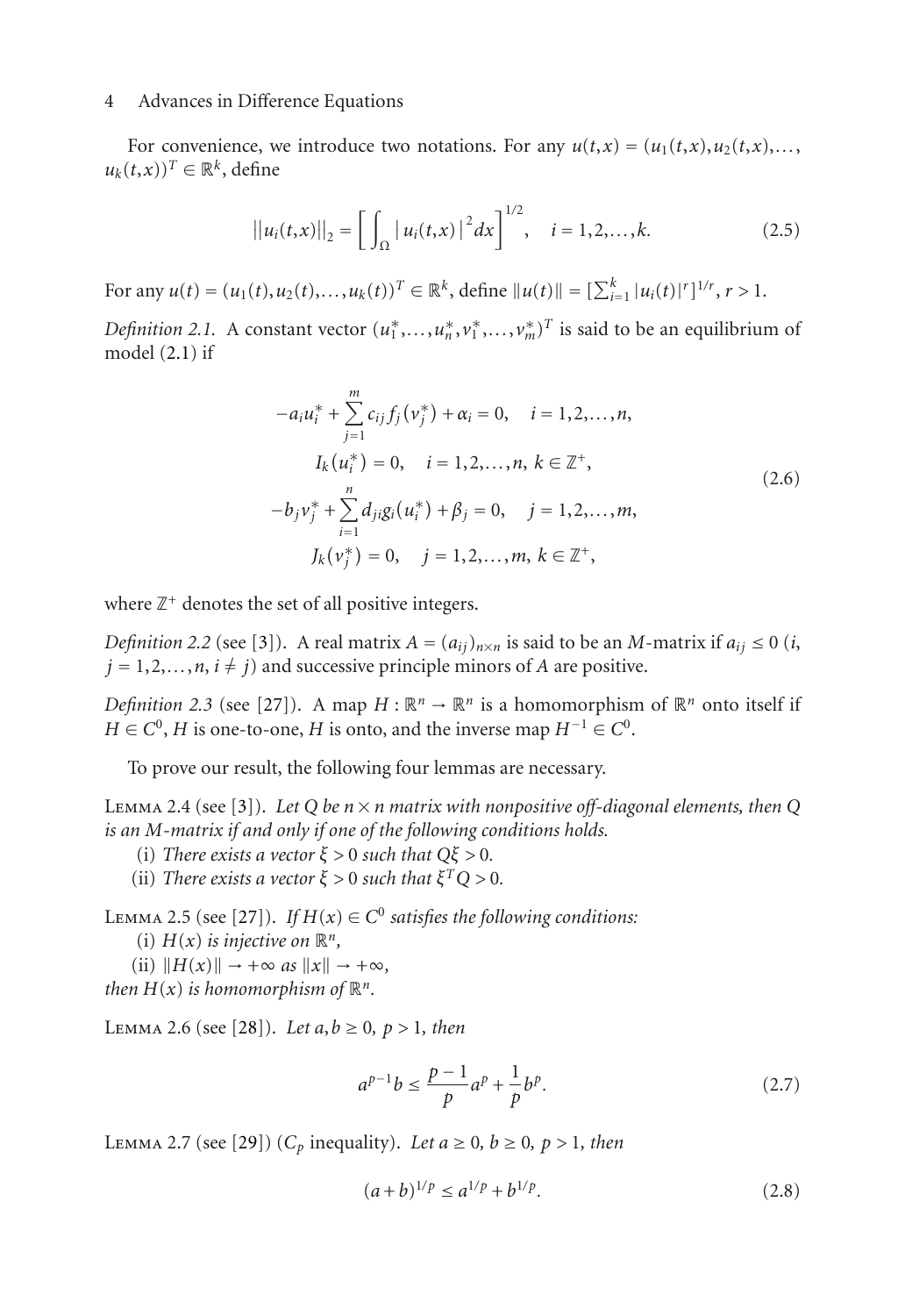For convenience, we introduce two notations. For any $u(t,x) = (u_1(t,x), u_2(t,x), \ldots, u_k(t,x))^T \in \mathbb{R}^k$, define

$$||u_i(t,x)||_2 = \left[ \int_\Omega |u_i(t,x)|^2 dx \right]^{1/2}, \quad i = 1,2,\ldots,k. \tag{2.5}$$

For any $u(t) = (u_1(t), u_2(t), \ldots, u_k(t))^T \in \mathbb{R}^k$, define $\|u(t)\| = [\sum_{i=1}^k |u_i(t)|^r]^{1/r}$, $r > 1$.

*Definition 2.1.* A constant vector $(u_1^*, \ldots, u_n^*, v_1^*, \ldots, v_m^*)^T$ is said to be an equilibrium of model (2.1) if

$$\begin{gathered}
-a_i u_i^* + \sum_{j=1}^m c_{ij} f_j(v_j^*) + \alpha_i = 0, \quad i = 1,2,\ldots,n, \\
I_k(u_i^*) = 0, \quad i = 1,2,\ldots,n,\ k \in \mathbb{Z}^+, \\
-b_j v_j^* + \sum_{i=1}^n d_{ji} g_i(u_i^*) + \beta_j = 0, \quad j = 1,2,\ldots,m, \\
J_k(v_j^*) = 0, \quad j = 1,2,\ldots,m,\ k \in \mathbb{Z}^+,
\end{gathered} \tag{2.6}$$

where $\mathbb{Z}^+$ denotes the set of all positive integers.

*Definition 2.2* (see [3]). A real matrix $A = (a_{ij})_{n\times n}$ is said to be an $M$-matrix if $a_{ij} \le 0$ ($i, j = 1,2,\ldots,n$, $i \ne j$) and successive principle minors of $A$ are positive.

*Definition 2.3* (see [27]). A map $H : \mathbb{R}^n \to \mathbb{R}^n$ is a homomorphism of $\mathbb{R}^n$ onto itself if $H \in C^0$, $H$ is one-to-one, $H$ is onto, and the inverse map $H^{-1} \in C^0$.

To prove our result, the following four lemmas are necessary.

Lemma 2.4 (see [3]). *Let $Q$ be $n \times n$ matrix with nonpositive off-diagonal elements, then $Q$ is an $M$-matrix if and only if one of the following conditions holds.*

(i) *There exists a vector $\xi > 0$ such that $Q\xi > 0$.*

(ii) *There exists a vector $\xi > 0$ such that $\xi^T Q > 0$.*

Lemma 2.5 (see [27]). *If $H(x) \in C^0$ satisfies the following conditions:*

(i) *$H(x)$ is injective on $\mathbb{R}^n$,*

(ii) *$\|H(x)\| \to +\infty$ as $\|x\| \to +\infty$,*

*then $H(x)$ is homomorphism of $\mathbb{R}^n$.*

Lemma 2.6 (see [28]). *Let $a, b \ge 0$, $p > 1$, then*

$$a^{p-1} b \le \frac{p-1}{p} a^p + \frac{1}{p} b^p. \tag{2.7}$$

Lemma 2.7 (see [29]) ($C_p$ inequality). *Let $a \ge 0$, $b \ge 0$, $p > 1$, then*

$$(a+b)^{1/p} \le a^{1/p} + b^{1/p}. \tag{2.8}$$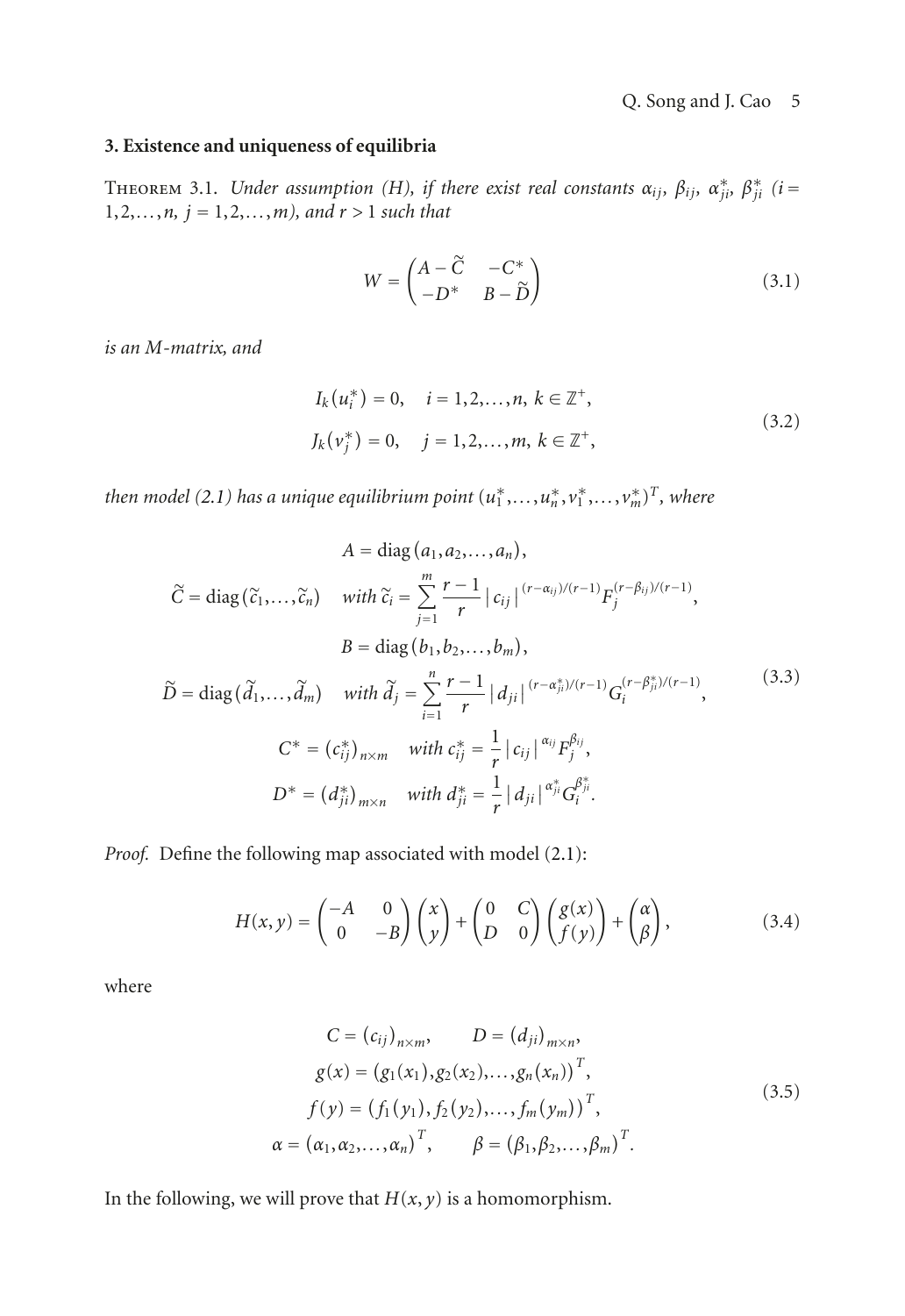## 3. Existence and uniqueness of equilibria

THEOREM 3.1. *Under assumption (H), if there exist real constants $\alpha_{ij}$, $\beta_{ij}$, $\alpha^*_{ji}$, $\beta^*_{ji}$ ($i = 1,2,\dots,n$, $j = 1,2,\dots,m$), and $r > 1$ such that*

$$W = \begin{pmatrix} A - \widetilde{C} & -C^* \\ -D^* & B - \widetilde{D} \end{pmatrix} \tag{3.1}$$

*is an M-matrix, and*

$$\begin{aligned} I_k(u_i^*) &= 0, \quad i = 1,2,\dots,n,\ k \in \mathbb{Z}^+, \\ J_k(v_j^*) &= 0, \quad j = 1,2,\dots,m,\ k \in \mathbb{Z}^+, \end{aligned} \tag{3.2}$$

*then model (2.1) has a unique equilibrium point $(u_1^*,\dots,u_n^*,v_1^*,\dots,v_m^*)^T$, where*

$$\begin{aligned} &A = \operatorname{diag}(a_1,a_2,\dots,a_n), \\ &\widetilde{C} = \operatorname{diag}(\widetilde{c}_1,\dots,\widetilde{c}_n) \quad \text{with } \widetilde{c}_i = \sum_{j=1}^{m} \frac{r-1}{r} |c_{ij}|^{(r-\alpha_{ij})/(r-1)} F_j^{(r-\beta_{ij})/(r-1)}, \\ &B = \operatorname{diag}(b_1,b_2,\dots,b_m), \\ &\widetilde{D} = \operatorname{diag}(\widetilde{d}_1,\dots,\widetilde{d}_m) \quad \text{with } \widetilde{d}_j = \sum_{i=1}^{n} \frac{r-1}{r} |d_{ji}|^{(r-\alpha^*_{ji})/(r-1)} G_i^{(r-\beta^*_{ji})/(r-1)}, \\ &C^* = (c^*_{ij})_{n\times m} \quad \text{with } c^*_{ij} = \frac{1}{r} |c_{ij}|^{\alpha_{ij}} F_j^{\beta_{ij}}, \\ &D^* = (d^*_{ji})_{m\times n} \quad \text{with } d^*_{ji} = \frac{1}{r} |d_{ji}|^{\alpha^*_{ji}} G_i^{\beta^*_{ji}}. \end{aligned} \tag{3.3}$$

*Proof.* Define the following map associated with model (2.1):

$$H(x,y) = \begin{pmatrix} -A & 0 \\ 0 & -B \end{pmatrix} \begin{pmatrix} x \\ y \end{pmatrix} + \begin{pmatrix} 0 & C \\ D & 0 \end{pmatrix} \begin{pmatrix} g(x) \\ f(y) \end{pmatrix} + \begin{pmatrix} \alpha \\ \beta \end{pmatrix}, \tag{3.4}$$

where

$$\begin{aligned} &C = (c_{ij})_{n\times m}, \qquad D = (d_{ji})_{m\times n}, \\ &g(x) = \left(g_1(x_1), g_2(x_2), \dots, g_n(x_n)\right)^T, \\ &f(y) = \left(f_1(y_1), f_2(y_2), \dots, f_m(y_m)\right)^T, \\ &\alpha = (\alpha_1,\alpha_2,\dots,\alpha_n)^T, \qquad \beta = (\beta_1,\beta_2,\dots,\beta_m)^T. \end{aligned} \tag{3.5}$$

In the following, we will prove that $H(x,y)$ is a homomorphism.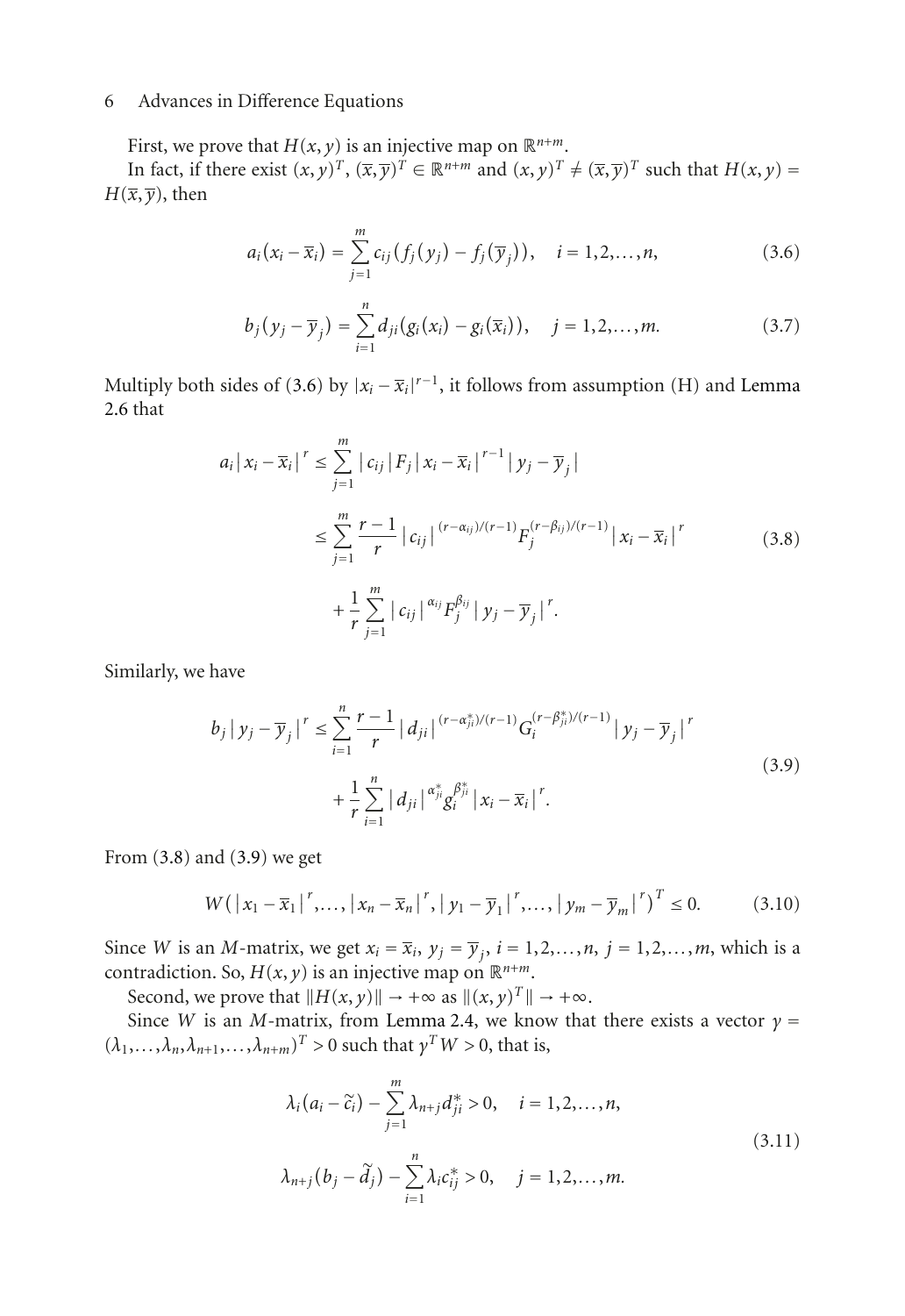First, we prove that $H(x, y)$ is an injective map on $\mathbb{R}^{n+m}$.

In fact, if there exist $(x, y)^T$, $(\overline{x}, \overline{y})^T \in \mathbb{R}^{n+m}$ and $(x, y)^T \neq (\overline{x}, \overline{y})^T$ such that $H(x, y) = H(\overline{x}, \overline{y})$, then

$$a_i(x_i - \overline{x}_i) = \sum_{j=1}^{m} c_{ij}\left(f_j(y_j) - f_j(\overline{y}_j)\right), \quad i = 1, 2, \ldots, n, \tag{3.6}$$

$$b_j(y_j - \overline{y}_j) = \sum_{i=1}^{n} d_{ji}\left(g_i(x_i) - g_i(\overline{x}_i)\right), \quad j = 1, 2, \ldots, m. \tag{3.7}$$

Multiply both sides of (3.6) by $|x_i - \overline{x}_i|^{r-1}$, it follows from assumption (H) and Lemma 2.6 that

$$\begin{aligned} a_i|x_i - \overline{x}_i|^r &\leq \sum_{j=1}^{m} |c_{ij}| F_j |x_i - \overline{x}_i|^{r-1} |y_j - \overline{y}_j| \\ &\leq \sum_{j=1}^{m} \frac{r-1}{r} |c_{ij}|^{(r-\alpha_{ij})/(r-1)} F_j^{(r-\beta_{ij})/(r-1)} |x_i - \overline{x}_i|^r \\ &\quad + \frac{1}{r} \sum_{j=1}^{m} |c_{ij}|^{\alpha_{ij}} F_j^{\beta_{ij}} |y_j - \overline{y}_j|^r. \end{aligned} \tag{3.8}$$

Similarly, we have

$$\begin{aligned} b_j|y_j - \overline{y}_j|^r &\leq \sum_{i=1}^{n} \frac{r-1}{r} |d_{ji}|^{(r-\alpha^*_{ji})/(r-1)} G_i^{(r-\beta^*_{ji})/(r-1)} |y_j - \overline{y}_j|^r \\ &\quad + \frac{1}{r} \sum_{i=1}^{n} |d_{ji}|^{\alpha^*_{ji}} g_i^{\beta^*_{ji}} |x_i - \overline{x}_i|^r. \end{aligned} \tag{3.9}$$

From (3.8) and (3.9) we get

$$W\left(|x_1 - \overline{x}_1|^r, \ldots, |x_n - \overline{x}_n|^r, |y_1 - \overline{y}_1|^r, \ldots, |y_m - \overline{y}_m|^r\right)^T \leq 0. \tag{3.10}$$

Since $W$ is an $M$-matrix, we get $x_i = \overline{x}_i$, $y_j = \overline{y}_j$, $i = 1, 2, \ldots, n$, $j = 1, 2, \ldots, m$, which is a contradiction. So, $H(x, y)$ is an injective map on $\mathbb{R}^{n+m}$.

Second, we prove that $\|H(x, y)\| \to +\infty$ as $\|(x, y)^T\| \to +\infty$.

Since $W$ is an $M$-matrix, from Lemma 2.4, we know that there exists a vector $\gamma = (\lambda_1, \ldots, \lambda_n, \lambda_{n+1}, \ldots, \lambda_{n+m})^T > 0$ such that $\gamma^T W > 0$, that is,

$$\begin{aligned} \lambda_i(a_i - \widetilde{c}_i) - \sum_{j=1}^{m} \lambda_{n+j} d^*_{ji} &> 0, \quad i = 1, 2, \ldots, n, \\ \lambda_{n+j}(b_j - \widetilde{d}_j) - \sum_{i=1}^{n} \lambda_i c^*_{ij} &> 0, \quad j = 1, 2, \ldots, m. \end{aligned} \tag{3.11}$$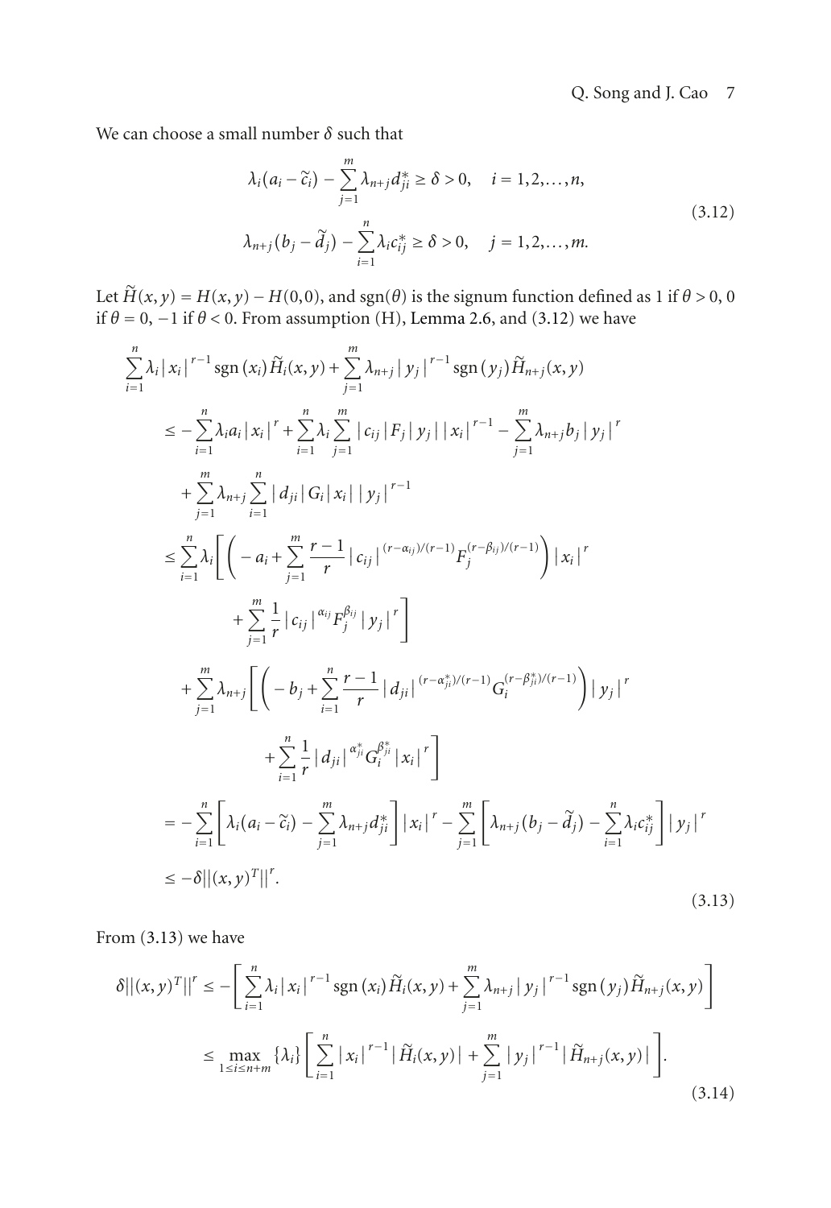We can choose a small number $\delta$ such that

$$
\begin{aligned}
&\lambda_i(a_i - \widetilde{c}_i) - \sum_{j=1}^{m} \lambda_{n+j} d_{ji}^* \geq \delta > 0, \quad i = 1,2,\dots,n, \\
&\lambda_{n+j}(b_j - \widetilde{d}_j) - \sum_{i=1}^{n} \lambda_i c_{ij}^* \geq \delta > 0, \quad j = 1,2,\dots,m.
\end{aligned}
\tag{3.12}
$$

Let $\widetilde{H}(x,y) = H(x,y) - H(0,0)$, and $\operatorname{sgn}(\theta)$ is the signum function defined as 1 if $\theta > 0$, 0 if $\theta = 0$, $-1$ if $\theta < 0$. From assumption (H), Lemma 2.6, and (3.12) we have

$$
\begin{aligned}
&\sum_{i=1}^{n} \lambda_i |x_i|^{r-1} \operatorname{sgn}(x_i) \widetilde{H}_i(x,y) + \sum_{j=1}^{m} \lambda_{n+j} |y_j|^{r-1} \operatorname{sgn}(y_j) \widetilde{H}_{n+j}(x,y) \\
&\quad \leq -\sum_{i=1}^{n} \lambda_i a_i |x_i|^r + \sum_{i=1}^{n} \lambda_i \sum_{j=1}^{m} |c_{ij}| F_j |y_j| |x_i|^{r-1} - \sum_{j=1}^{m} \lambda_{n+j} b_j |y_j|^r \\
&\qquad + \sum_{j=1}^{m} \lambda_{n+j} \sum_{i=1}^{n} |d_{ji}| G_i |x_i| |y_j|^{r-1} \\
&\quad \leq \sum_{i=1}^{n} \lambda_i \Bigg[ \Bigg( -a_i + \sum_{j=1}^{m} \frac{r-1}{r} |c_{ij}|^{(r-\alpha_{ij})/(r-1)} F_j^{(r-\beta_{ij})/(r-1)} \Bigg) |x_i|^r \\
&\qquad\qquad + \sum_{j=1}^{m} \frac{1}{r} |c_{ij}|^{\alpha_{ij}} F_j^{\beta_{ij}} |y_j|^r \Bigg] \\
&\qquad + \sum_{j=1}^{m} \lambda_{n+j} \Bigg[ \Bigg( -b_j + \sum_{i=1}^{n} \frac{r-1}{r} |d_{ji}|^{(r-\alpha_{ji}^*)/(r-1)} G_i^{(r-\beta_{ji}^*)/(r-1)} \Bigg) |y_j|^r \\
&\qquad\qquad + \sum_{i=1}^{n} \frac{1}{r} |d_{ji}|^{\alpha_{ji}^*} G_i^{\beta_{ji}^*} |x_i|^r \Bigg] \\
&\quad = -\sum_{i=1}^{n} \Bigg[ \lambda_i (a_i - \widetilde{c}_i) - \sum_{j=1}^{m} \lambda_{n+j} d_{ji}^* \Bigg] |x_i|^r - \sum_{j=1}^{m} \Bigg[ \lambda_{n+j} (b_j - \widetilde{d}_j) - \sum_{i=1}^{n} \lambda_i c_{ij}^* \Bigg] |y_j|^r \\
&\quad \leq -\delta \| (x,y)^T \|^r.
\end{aligned}
\tag{3.13}
$$

From (3.13) we have

$$
\begin{aligned}
\delta \| (x,y)^T \|^r &\leq -\Bigg[ \sum_{i=1}^{n} \lambda_i |x_i|^{r-1} \operatorname{sgn}(x_i) \widetilde{H}_i(x,y) + \sum_{j=1}^{m} \lambda_{n+j} |y_j|^{r-1} \operatorname{sgn}(y_j) \widetilde{H}_{n+j}(x,y) \Bigg] \\
&\leq \max_{1 \leq i \leq n+m} \{\lambda_i\} \Bigg[ \sum_{i=1}^{n} |x_i|^{r-1} |\widetilde{H}_i(x,y)| + \sum_{j=1}^{m} |y_j|^{r-1} |\widetilde{H}_{n+j}(x,y)| \Bigg].
\end{aligned}
\tag{3.14}
$$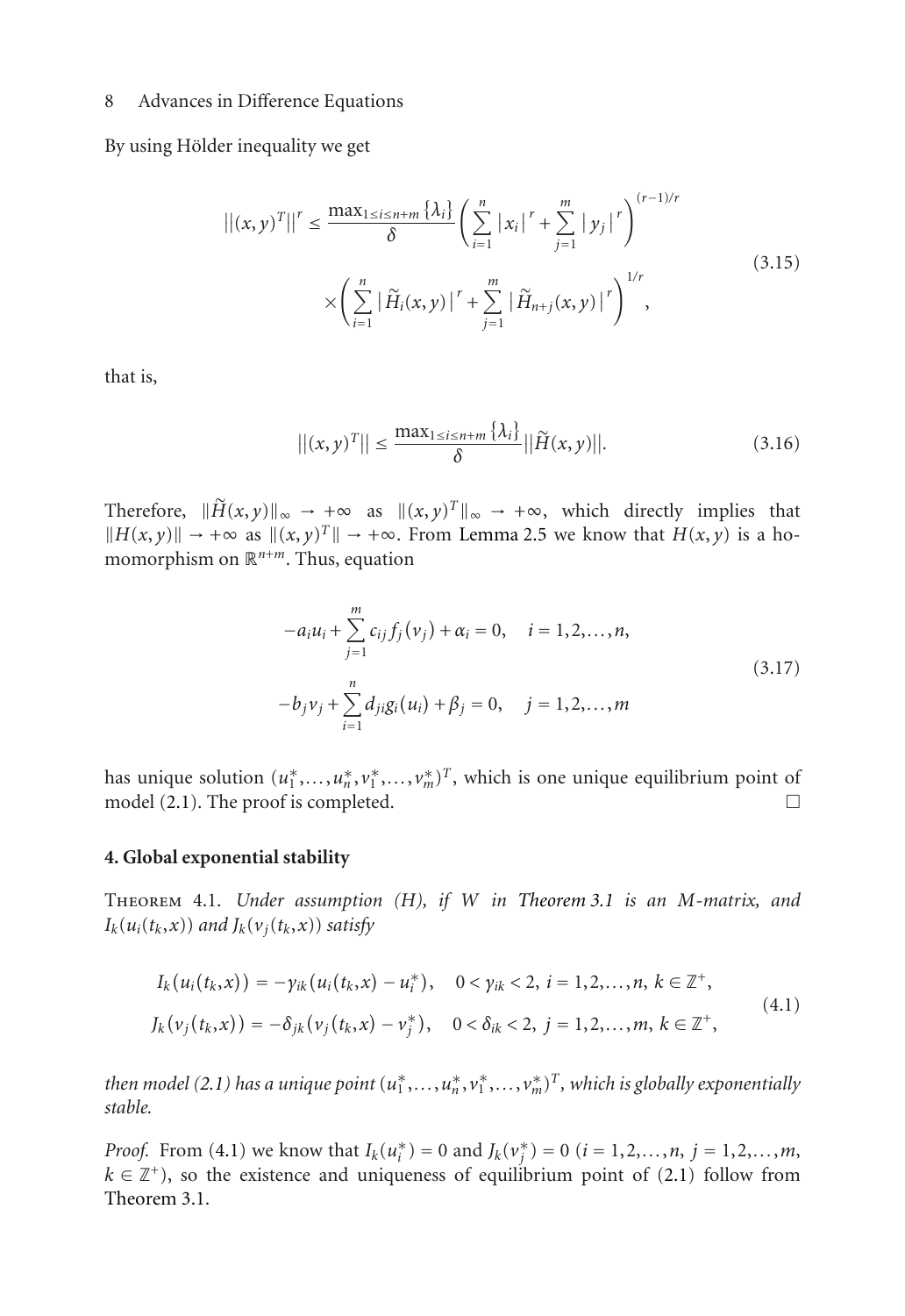By using Hölder inequality we get

$$||(x,y)^T||^r \le \frac{\max_{1\le i\le n+m}\{\lambda_i\}}{\delta}\left(\sum_{i=1}^{n}|x_i|^r+\sum_{j=1}^{m}|y_j|^r\right)^{(r-1)/r} \times\left(\sum_{i=1}^{n}|\widetilde{H}_i(x,y)|^r+\sum_{j=1}^{m}|\widetilde{H}_{n+j}(x,y)|^r\right)^{1/r}, \tag{3.15}$$

that is,

$$||(x,y)^T|| \le \frac{\max_{1\le i\le n+m}\{\lambda_i\}}{\delta}||\widetilde{H}(x,y)||. \tag{3.16}$$

Therefore, $\|\widetilde{H}(x,y)\|_\infty \to +\infty$ as $\|(x,y)^T\|_\infty \to +\infty$, which directly implies that $\|H(x,y)\| \to +\infty$ as $\|(x,y)^T\| \to +\infty$. From Lemma 2.5 we know that $H(x,y)$ is a homomorphism on $\mathbb{R}^{n+m}$. Thus, equation

$$\begin{aligned} -a_iu_i+\sum_{j=1}^{m}c_{ij}f_j(v_j)+\alpha_i=0, \quad i=1,2,\dots,n, \\ -b_jv_j+\sum_{i=1}^{n}d_{ji}g_i(u_i)+\beta_j=0, \quad j=1,2,\dots,m \end{aligned} \tag{3.17}$$

has unique solution $(u_1^*,\dots,u_n^*,v_1^*,\dots,v_m^*)^T$, which is one unique equilibrium point of model (2.1). The proof is completed. □

## 4. Global exponential stability

Theorem 4.1. *Under assumption (H), if $W$ in Theorem 3.1 is an M-matrix, and $I_k(u_i(t_k,x))$ and $J_k(v_j(t_k,x))$ satisfy*

$$\begin{aligned} I_k(u_i(t_k,x)) &= -\gamma_{ik}(u_i(t_k,x)-u_i^*), \quad 0<\gamma_{ik}<2,\ i=1,2,\dots,n,\ k\in\mathbb{Z}^+, \\ J_k(v_j(t_k,x)) &= -\delta_{jk}(v_j(t_k,x)-v_j^*), \quad 0<\delta_{ik}<2,\ j=1,2,\dots,m,\ k\in\mathbb{Z}^+, \end{aligned} \tag{4.1}$$

*then model (2.1) has a unique point $(u_1^*,\dots,u_n^*,v_1^*,\dots,v_m^*)^T$, which is globally exponentially stable.*

*Proof.* From (4.1) we know that $I_k(u_i^*)=0$ and $J_k(v_j^*)=0$ ($i=1,2,\dots,n$, $j=1,2,\dots,m$, $k\in\mathbb{Z}^+$), so the existence and uniqueness of equilibrium point of (2.1) follow from Theorem 3.1.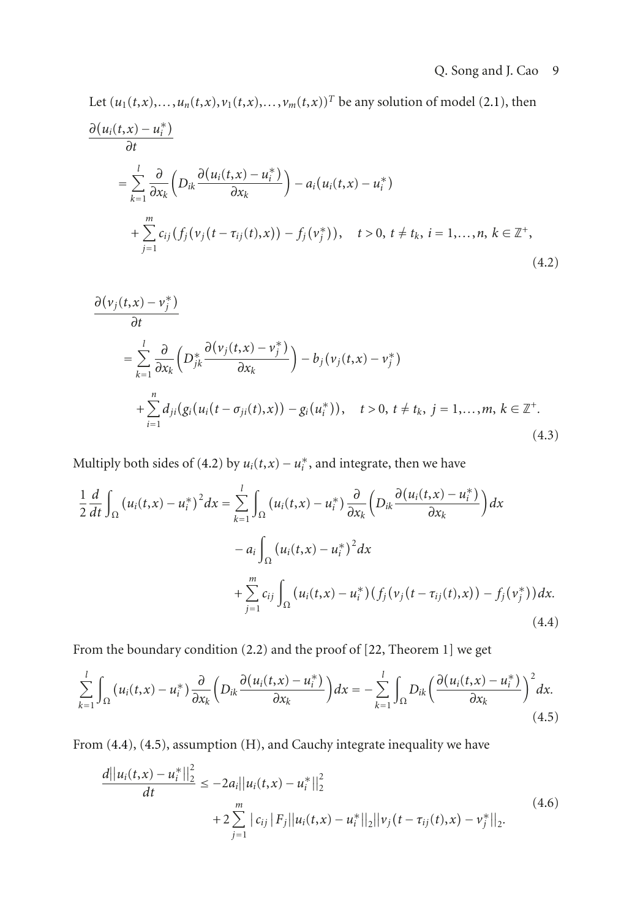Let $(u_1(t,x),\ldots,u_n(t,x),v_1(t,x),\ldots,v_m(t,x))^T$ be any solution of model (2.1), then

$$
\begin{aligned}
&\frac{\partial(u_i(t,x)-u_i^*)}{\partial t}\\
&\quad=\sum_{k=1}^{l}\frac{\partial}{\partial x_k}\left(D_{ik}\frac{\partial(u_i(t,x)-u_i^*)}{\partial x_k}\right)-a_i(u_i(t,x)-u_i^*)\\
&\qquad+\sum_{j=1}^{m}c_{ij}\big(f_j(v_j(t-\tau_{ij}(t),x))-f_j(v_j^*)\big),\quad t>0,\ t\neq t_k,\ i=1,\ldots,n,\ k\in\mathbb{Z}^+,
\end{aligned}
\tag{4.2}
$$

$$
\begin{aligned}
&\frac{\partial(v_j(t,x)-v_j^*)}{\partial t}\\
&\quad=\sum_{k=1}^{l}\frac{\partial}{\partial x_k}\left(D_{jk}^*\frac{\partial(v_j(t,x)-v_j^*)}{\partial x_k}\right)-b_j(v_j(t,x)-v_j^*)\\
&\qquad+\sum_{i=1}^{n}d_{ji}\big(g_i(u_i(t-\sigma_{ji}(t),x))-g_i(u_i^*)\big),\quad t>0,\ t\neq t_k,\ j=1,\ldots,m,\ k\in\mathbb{Z}^+.
\end{aligned}
\tag{4.3}
$$

Multiply both sides of (4.2) by $u_i(t,x)-u_i^*$, and integrate, then we have

$$
\begin{aligned}
\frac{1}{2}\frac{d}{dt}\int_{\Omega}(u_i(t,x)-u_i^*)^2dx&=\sum_{k=1}^{l}\int_{\Omega}(u_i(t,x)-u_i^*)\frac{\partial}{\partial x_k}\left(D_{ik}\frac{\partial(u_i(t,x)-u_i^*)}{\partial x_k}\right)dx\\
&\quad-a_i\int_{\Omega}(u_i(t,x)-u_i^*)^2dx\\
&\quad+\sum_{j=1}^{m}c_{ij}\int_{\Omega}(u_i(t,x)-u_i^*)\big(f_j(v_j(t-\tau_{ij}(t),x))-f_j(v_j^*)\big)dx.
\end{aligned}
\tag{4.4}
$$

From the boundary condition (2.2) and the proof of [22, Theorem 1] we get

$$
\sum_{k=1}^{l}\int_{\Omega}(u_i(t,x)-u_i^*)\frac{\partial}{\partial x_k}\left(D_{ik}\frac{\partial(u_i(t,x)-u_i^*)}{\partial x_k}\right)dx=-\sum_{k=1}^{l}\int_{\Omega}D_{ik}\left(\frac{\partial(u_i(t,x)-u_i^*)}{\partial x_k}\right)^2dx.
\tag{4.5}
$$

From (4.4), (4.5), assumption (H), and Cauchy integrate inequality we have

$$
\begin{aligned}
\frac{d\|u_i(t,x)-u_i^*\|_2^2}{dt}&\leq-2a_i\|u_i(t,x)-u_i^*\|_2^2\\
&\quad+2\sum_{j=1}^{m}|c_{ij}|F_j\|u_i(t,x)-u_i^*\|_2\|v_j(t-\tau_{ij}(t),x)-v_j^*\|_2.
\end{aligned}
\tag{4.6}
$$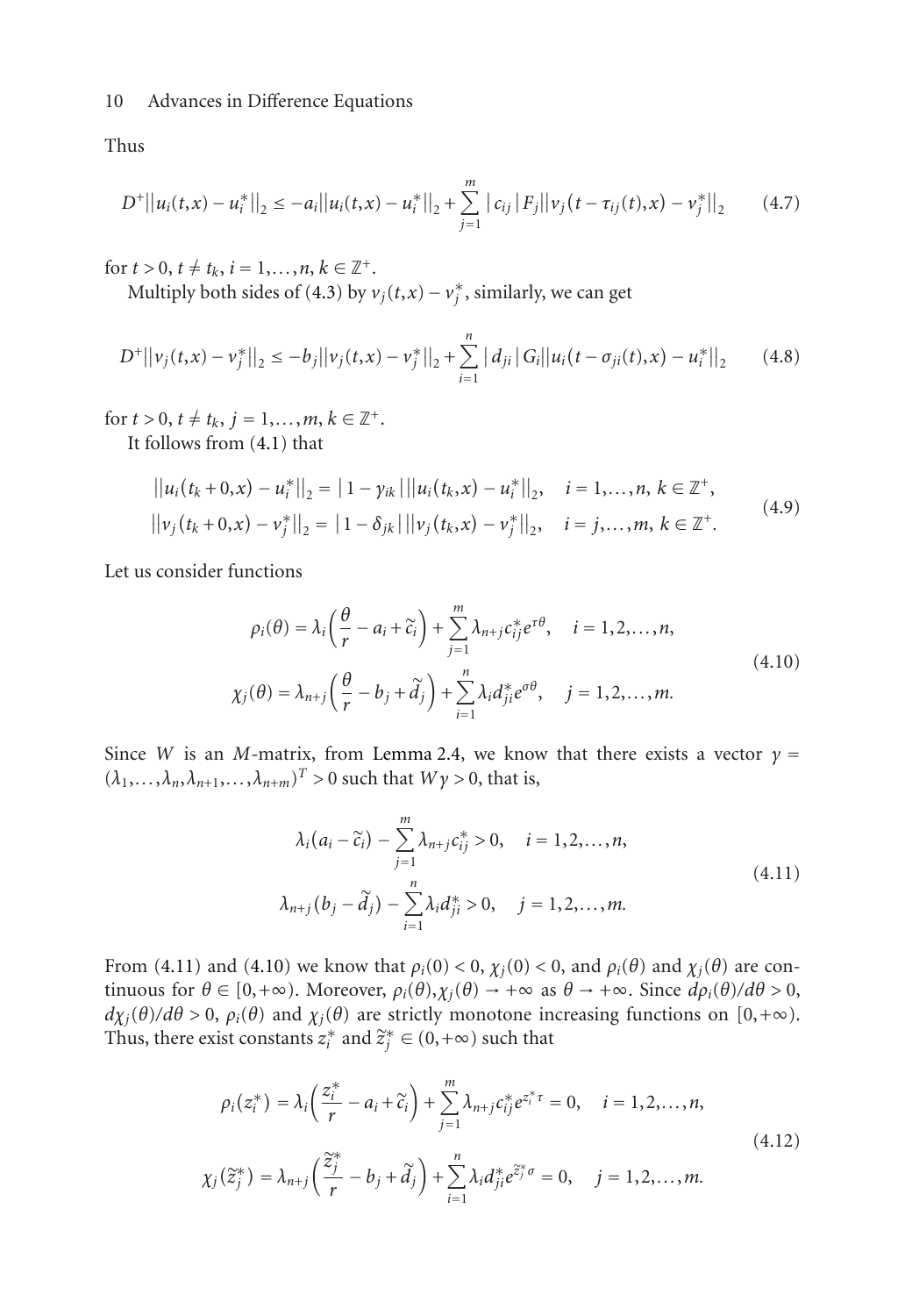Thus

$$D^+||u_i(t,x)-u_i^*||_2 \le -a_i||u_i(t,x)-u_i^*||_2 + \sum_{j=1}^{m}|c_{ij}|F_j||v_j(t-\tau_{ij}(t),x)-v_j^*||_2 \tag{4.7}$$

for $t>0$, $t \ne t_k$, $i=1,\dots,n$, $k\in\mathbb{Z}^+$.

Multiply both sides of (4.3) by $v_j(t,x)-v_j^*$, similarly, we can get

$$D^+||v_j(t,x)-v_j^*||_2 \le -b_j||v_j(t,x)-v_j^*||_2 + \sum_{i=1}^{n}|d_{ji}|G_i||u_i(t-\sigma_{ji}(t),x)-u_i^*||_2 \tag{4.8}$$

for $t>0$, $t\ne t_k$, $j=1,\dots,m$, $k\in\mathbb{Z}^+$.

It follows from (4.1) that

$$\begin{aligned} ||u_i(t_k+0,x)-u_i^*||_2 &= |1-\gamma_{ik}|\,||u_i(t_k,x)-u_i^*||_2, \quad i=1,\dots,n,\ k\in\mathbb{Z}^+, \\ ||v_j(t_k+0,x)-v_j^*||_2 &= |1-\delta_{jk}|\,||v_j(t_k,x)-v_j^*||_2, \quad i=j,\dots,m,\ k\in\mathbb{Z}^+. \end{aligned} \tag{4.9}$$

Let us consider functions

$$\begin{aligned} \rho_i(\theta) &= \lambda_i\left(\frac{\theta}{r}-a_i+\widetilde{c}_i\right)+\sum_{j=1}^{m}\lambda_{n+j}c_{ij}^*e^{\tau\theta}, \quad i=1,2,\dots,n, \\ \chi_j(\theta) &= \lambda_{n+j}\left(\frac{\theta}{r}-b_j+\widetilde{d}_j\right)+\sum_{i=1}^{n}\lambda_i d_{ji}^*e^{\sigma\theta}, \quad j=1,2,\dots,m. \end{aligned} \tag{4.10}$$

Since $W$ is an $M$-matrix, from Lemma 2.4, we know that there exists a vector $\gamma = (\lambda_1,\dots,\lambda_n,\lambda_{n+1},\dots,\lambda_{n+m})^T>0$ such that $W\gamma>0$, that is,

$$\begin{aligned} \lambda_i(a_i-\widetilde{c}_i)-\sum_{j=1}^{m}\lambda_{n+j}c_{ij}^*>0, \quad i=1,2,\dots,n, \\ \lambda_{n+j}(b_j-\widetilde{d}_j)-\sum_{i=1}^{n}\lambda_i d_{ji}^*>0, \quad j=1,2,\dots,m. \end{aligned} \tag{4.11}$$

From (4.11) and (4.10) we know that $\rho_i(0)<0$, $\chi_j(0)<0$, and $\rho_i(\theta)$ and $\chi_j(\theta)$ are continuous for $\theta\in[0,+\infty)$. Moreover, $\rho_i(\theta),\chi_j(\theta)\to+\infty$ as $\theta\to+\infty$. Since $d\rho_i(\theta)/d\theta>0$, $d\chi_j(\theta)/d\theta>0$, $\rho_i(\theta)$ and $\chi_j(\theta)$ are strictly monotone increasing functions on $[0,+\infty)$. Thus, there exist constants $z_i^*$ and $\widetilde{z}_j^*\in(0,+\infty)$ such that

$$\begin{aligned} \rho_i(z_i^*) &= \lambda_i\left(\frac{z_i^*}{r}-a_i+\widetilde{c}_i\right)+\sum_{j=1}^{m}\lambda_{n+j}c_{ij}^*e^{z_i^*\tau}=0, \quad i=1,2,\dots,n, \\ \chi_j(\widetilde{z}_j^*) &= \lambda_{n+j}\left(\frac{\widetilde{z}_j^*}{r}-b_j+\widetilde{d}_j\right)+\sum_{i=1}^{n}\lambda_i d_{ji}^*e^{\widetilde{z}_j^*\sigma}=0, \quad j=1,2,\dots,m. \end{aligned} \tag{4.12}$$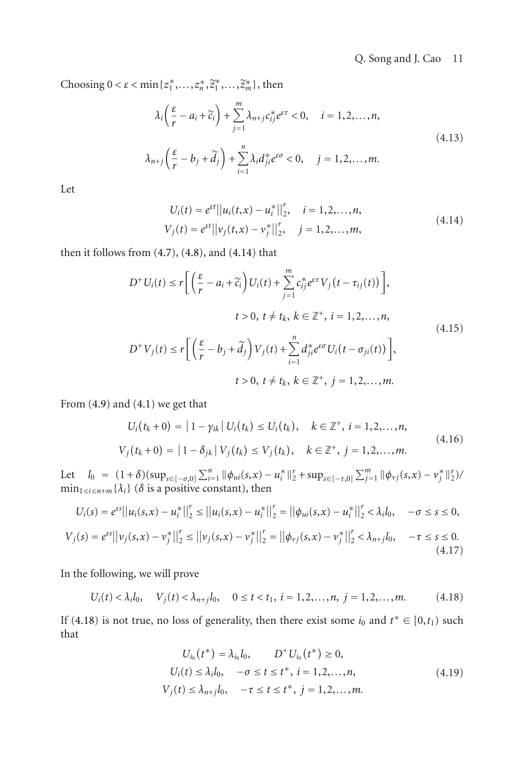Choosing $0 < \varepsilon < \min\{z_1^*, \ldots, z_n^*, \widetilde{z}_1^*, \ldots, \widetilde{z}_m^*\}$, then

$$\lambda_i\left(\frac{\varepsilon}{r} - a_i + \widetilde{c}_i\right) + \sum_{j=1}^{m} \lambda_{n+j} c_{ij}^* e^{\varepsilon\tau} < 0, \quad i = 1, 2, \ldots, n,$$
$$\lambda_{n+j}\left(\frac{\varepsilon}{r} - b_j + \widetilde{d}_j\right) + \sum_{i=1}^{n} \lambda_i d_{ji}^* e^{\varepsilon\sigma} < 0, \quad j = 1, 2, \ldots, m. \tag{4.13}$$

Let

$$U_i(t) = e^{\varepsilon t}\left\| u_i(t,x) - u_i^* \right\|_2^r, \quad i = 1, 2, \ldots, n,$$
$$V_j(t) = e^{\varepsilon t}\left\| v_j(t,x) - v_j^* \right\|_2^r, \quad j = 1, 2, \ldots, m, \tag{4.14}$$

then it follows from (4.7), (4.8), and (4.14) that

$$D^+ U_i(t) \le r\left[\left(\frac{\varepsilon}{r} - a_i + \widetilde{c}_i\right) U_i(t) + \sum_{j=1}^{m} c_{ij}^* e^{\varepsilon\tau} V_j\left(t - \tau_{ij}(t)\right)\right],$$
$$t > 0,\ t \neq t_k,\ k \in \mathbb{Z}^+,\ i = 1, 2, \ldots, n,$$
$$D^+ V_j(t) \le r\left[\left(\frac{\varepsilon}{r} - b_j + \widetilde{d}_j\right) V_j(t) + \sum_{i=1}^{n} d_{ji}^* e^{\varepsilon\sigma} U_i\left(t - \sigma_{ji}(t)\right)\right],$$
$$t > 0,\ t \neq t_k,\ k \in \mathbb{Z}^+,\ j = 1, 2, \ldots, m. \tag{4.15}$$

From (4.9) and (4.1) we get that

$$U_i(t_k + 0) = |1 - \gamma_{ik}| U_i(t_k) \le U_i(t_k), \quad k \in \mathbb{Z}^+,\ i = 1, 2, \ldots, n,$$
$$V_j(t_k + 0) = |1 - \delta_{jk}| V_j(t_k) \le V_j(t_k), \quad k \in \mathbb{Z}^+,\ j = 1, 2, \ldots, m. \tag{4.16}$$

Let $l_0 = (1+\delta)(\sup_{s\in[-\sigma,0]} \sum_{i=1}^{n} \|\phi_{ui}(s,x) - u_i^*\|_2^r + \sup_{s\in[-\tau,0]} \sum_{j=1}^{m} \|\phi_{vj}(s,x) - v_j^*\|_2^r) / \min_{1\le i\le n+m}\{\lambda_i\}$ ($\delta$ is a positive constant), then

$$U_i(s) = e^{\varepsilon s}\left\| u_i(s,x) - u_i^* \right\|_2^r \le \left\| u_i(s,x) - u_i^* \right\|_2^r = \left\| \phi_{ui}(s,x) - u_i^* \right\|_2^r < \lambda_i l_0, \quad -\sigma \le s \le 0,$$
$$V_j(s) = e^{\varepsilon s}\left\| v_j(s,x) - v_j^* \right\|_2^r \le \left\| v_j(s,x) - v_j^* \right\|_2^r = \left\| \phi_{vj}(s,x) - v_j^* \right\|_2^r < \lambda_{n+j} l_0, \quad -\tau \le s \le 0. \tag{4.17}$$

In the following, we will prove

$$U_i(t) < \lambda_i l_0, \quad V_j(t) < \lambda_{n+j} l_0, \quad 0 \le t < t_1,\ i = 1, 2, \ldots, n,\ j = 1, 2, \ldots, m. \tag{4.18}$$

If (4.18) is not true, no loss of generality, then there exist some $i_0$ and $t^* \in [0, t_1)$ such that

$$U_{i_0}(t^*) = \lambda_{i_0} l_0, \qquad D^+ U_{i_0}(t^*) \ge 0,$$
$$U_i(t) \le \lambda_i l_0, \quad -\sigma \le t \le t^*,\ i = 1, 2, \ldots, n,$$
$$V_j(t) \le \lambda_{n+j} l_0, \quad -\tau \le t \le t^*,\ j = 1, 2, \ldots, m. \tag{4.19}$$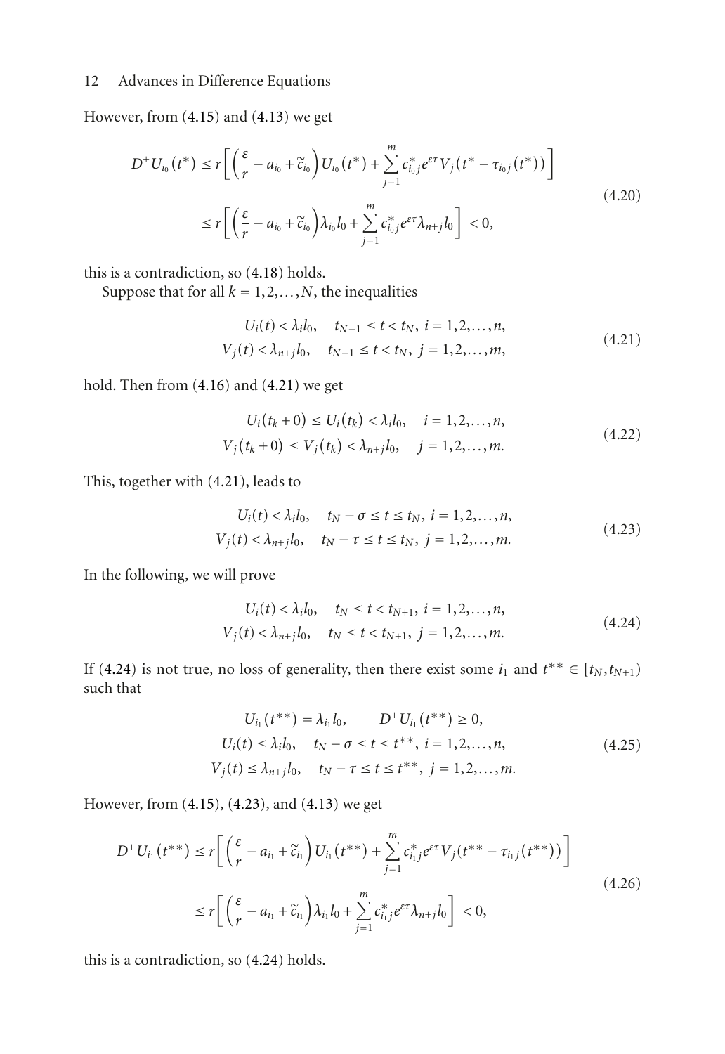However, from (4.15) and (4.13) we get

$$
\begin{aligned}
D^+U_{i_0}(t^*) &\le r\left[\left(\frac{\varepsilon}{r} - a_{i_0} + \widetilde{c}_{i_0}\right)U_{i_0}(t^*) + \sum_{j=1}^{m} c_{i_0 j}^* e^{\varepsilon\tau} V_j\left(t^* - \tau_{i_0 j}(t^*)\right)\right] \\
&\le r\left[\left(\frac{\varepsilon}{r} - a_{i_0} + \widetilde{c}_{i_0}\right)\lambda_{i_0} l_0 + \sum_{j=1}^{m} c_{i_0 j}^* e^{\varepsilon\tau} \lambda_{n+j} l_0\right] < 0,
\end{aligned}
\tag{4.20}
$$

this is a contradiction, so (4.18) holds.

Suppose that for all $k = 1, 2, \ldots, N$, the inequalities

$$
\begin{aligned}
U_i(t) &< \lambda_i l_0, \quad t_{N-1} \le t < t_N, \ i = 1, 2, \ldots, n, \\
V_j(t) &< \lambda_{n+j} l_0, \quad t_{N-1} \le t < t_N, \ j = 1, 2, \ldots, m,
\end{aligned}
\tag{4.21}
$$

hold. Then from (4.16) and (4.21) we get

$$
\begin{aligned}
U_i(t_k + 0) &\le U_i(t_k) < \lambda_i l_0, \quad i = 1, 2, \ldots, n, \\
V_j(t_k + 0) &\le V_j(t_k) < \lambda_{n+j} l_0, \quad j = 1, 2, \ldots, m.
\end{aligned}
\tag{4.22}
$$

This, together with (4.21), leads to

$$
\begin{aligned}
U_i(t) &< \lambda_i l_0, \quad t_N - \sigma \le t \le t_N, \ i = 1, 2, \ldots, n, \\
V_j(t) &< \lambda_{n+j} l_0, \quad t_N - \tau \le t \le t_N, \ j = 1, 2, \ldots, m.
\end{aligned}
\tag{4.23}
$$

In the following, we will prove

$$
\begin{aligned}
U_i(t) &< \lambda_i l_0, \quad t_N \le t < t_{N+1}, \ i = 1, 2, \ldots, n, \\
V_j(t) &< \lambda_{n+j} l_0, \quad t_N \le t < t_{N+1}, \ j = 1, 2, \ldots, m.
\end{aligned}
\tag{4.24}
$$

If (4.24) is not true, no loss of generality, then there exist some $i_1$ and $t^{**} \in [t_N, t_{N+1})$ such that

$$
\begin{aligned}
U_{i_1}(t^{**}) &= \lambda_{i_1} l_0, \qquad D^+U_{i_1}(t^{**}) \ge 0, \\
U_i(t) &\le \lambda_i l_0, \quad t_N - \sigma \le t \le t^{**}, \ i = 1, 2, \ldots, n, \\
V_j(t) &\le \lambda_{n+j} l_0, \quad t_N - \tau \le t \le t^{**}, \ j = 1, 2, \ldots, m.
\end{aligned}
\tag{4.25}
$$

However, from (4.15), (4.23), and (4.13) we get

$$
\begin{aligned}
D^+U_{i_1}(t^{**}) &\le r\left[\left(\frac{\varepsilon}{r} - a_{i_1} + \widetilde{c}_{i_1}\right)U_{i_1}(t^{**}) + \sum_{j=1}^{m} c_{i_1 j}^* e^{\varepsilon\tau} V_j\left(t^{**} - \tau_{i_1 j}(t^{**})\right)\right] \\
&\le r\left[\left(\frac{\varepsilon}{r} - a_{i_1} + \widetilde{c}_{i_1}\right)\lambda_{i_1} l_0 + \sum_{j=1}^{m} c_{i_1 j}^* e^{\varepsilon\tau} \lambda_{n+j} l_0\right] < 0,
\end{aligned}
\tag{4.26}
$$

this is a contradiction, so (4.24) holds.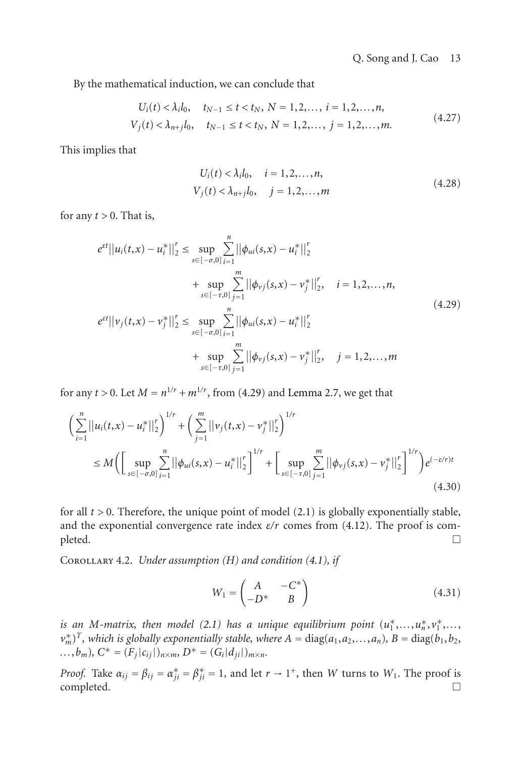By the mathematical induction, we can conclude that

$$
\begin{aligned}
U_i(t) &< \lambda_i l_0, \quad t_{N-1} \le t < t_N,\ N = 1,2,\dots,\ i = 1,2,\dots,n, \\
V_j(t) &< \lambda_{n+j} l_0, \quad t_{N-1} \le t < t_N,\ N = 1,2,\dots,\ j = 1,2,\dots,m.
\end{aligned}
\tag{4.27}
$$

This implies that

$$
\begin{aligned}
U_i(t) &< \lambda_i l_0, \quad i = 1,2,\dots,n, \\
V_j(t) &< \lambda_{n+j} l_0, \quad j = 1,2,\dots,m
\end{aligned}
\tag{4.28}
$$

for any $t > 0$. That is,

$$
\begin{aligned}
e^{\varepsilon t}\|u_i(t,x) - u_i^*\|_2^r \le{}& \sup_{s\in[-\sigma,0]} \sum_{i=1}^{n} \|\phi_{ui}(s,x) - u_i^*\|_2^r \\
&+ \sup_{s\in[-\tau,0]} \sum_{j=1}^{m} \|\phi_{vj}(s,x) - v_j^*\|_2^r, \quad i = 1,2,\dots,n, \\
e^{\varepsilon t}\|v_j(t,x) - v_j^*\|_2^r \le{}& \sup_{s\in[-\sigma,0]} \sum_{i=1}^{n} \|\phi_{ui}(s,x) - u_i^*\|_2^r \\
&+ \sup_{s\in[-\tau,0]} \sum_{j=1}^{m} \|\phi_{vj}(s,x) - v_j^*\|_2^r, \quad j = 1,2,\dots,m
\end{aligned}
\tag{4.29}
$$

for any $t > 0$. Let $M = n^{1/r} + m^{1/r}$, from (4.29) and Lemma 2.7, we get that

$$
\begin{aligned}
&\left(\sum_{i=1}^{n} \|u_i(t,x) - u_i^*\|_2^r\right)^{1/r} + \left(\sum_{j=1}^{m} \|v_j(t,x) - v_j^*\|_2^r\right)^{1/r} \\
&\quad \le M\left(\left[\sup_{s\in[-\sigma,0]} \sum_{i=1}^{n} \|\phi_{ui}(s,x) - u_i^*\|_2^r\right]^{1/r} + \left[\sup_{s\in[-\tau,0]} \sum_{j=1}^{m} \|\phi_{vj}(s,x) - v_j^*\|_2^r\right]^{1/r}\right) e^{(-\varepsilon/r)t}
\end{aligned}
\tag{4.30}
$$

for all $t > 0$. Therefore, the unique point of model (2.1) is globally exponentially stable, and the exponential convergence rate index $\varepsilon/r$ comes from (4.12). The proof is completed. □

Corollary 4.2. *Under assumption (H) and condition (4.1), if*

$$
W_1 = \begin{pmatrix} A & -C^* \\ -D^* & B \end{pmatrix}
\tag{4.31}
$$

*is an M-matrix, then model (2.1) has a unique equilibrium point $(u_1^*,\dots,u_n^*,v_1^*,\dots,v_m^*)^T$, which is globally exponentially stable, where $A = \operatorname{diag}(a_1,a_2,\dots,a_n)$, $B = \operatorname{diag}(b_1,b_2,\dots,b_m)$, $C^* = (F_j|c_{ij}|)_{n\times m}$, $D^* = (G_i|d_{ji}|)_{m\times n}$.*

*Proof.* Take $\alpha_{ij} = \beta_{ij} = \alpha_{ji}^* = \beta_{ji}^* = 1$, and let $r \to 1^+$, then $W$ turns to $W_1$. The proof is completed. □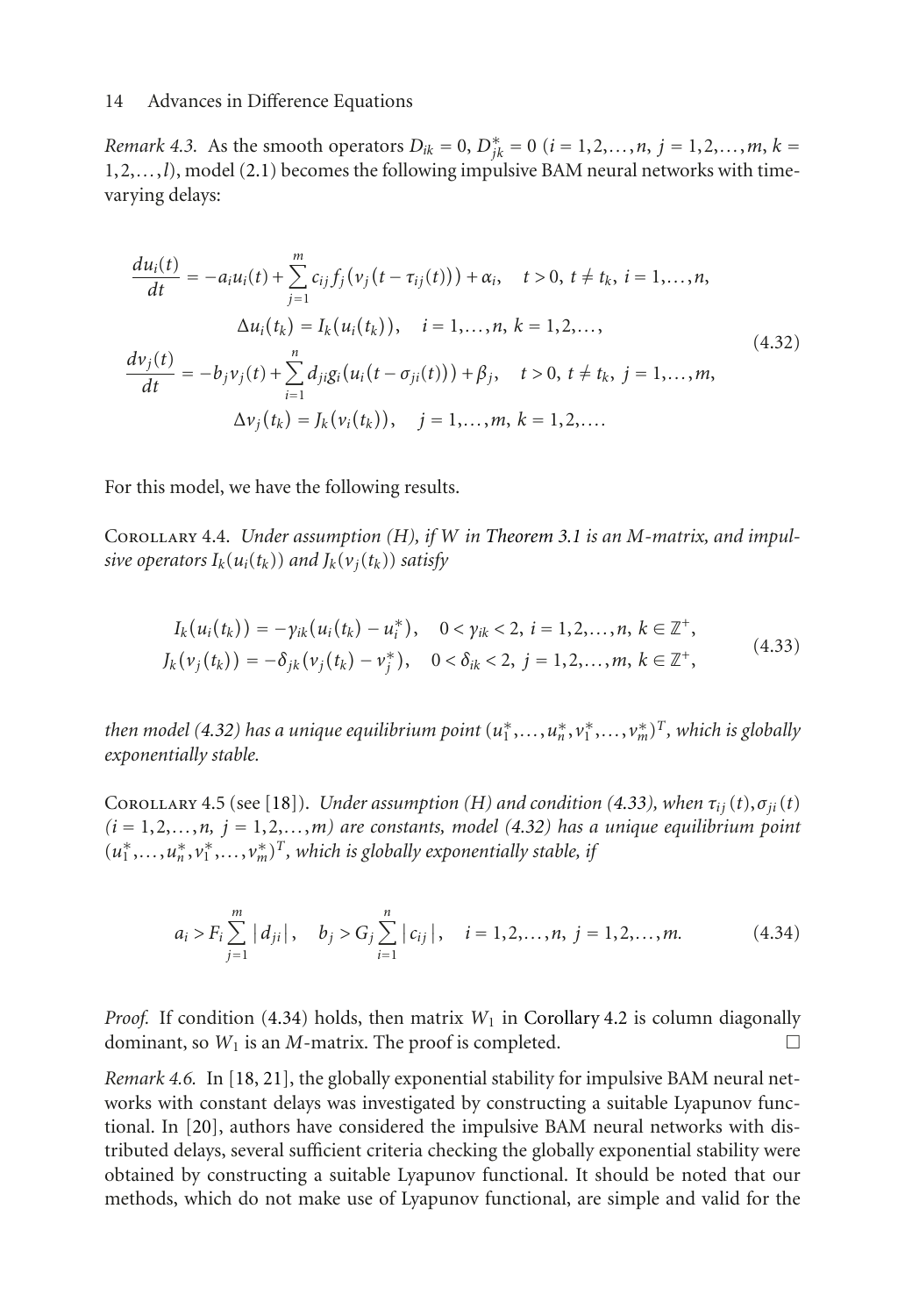*Remark 4.3.* As the smooth operators $D_{ik} = 0$, $D_{jk}^* = 0$ ($i = 1,2,\ldots,n$, $j = 1,2,\ldots,m$, $k = 1,2,\ldots,l$), model (2.1) becomes the following impulsive BAM neural networks with time-varying delays:

$$
\begin{aligned}
\frac{du_i(t)}{dt} &= -a_i u_i(t) + \sum_{j=1}^{m} c_{ij} f_j\big(v_j(t-\tau_{ij}(t))\big) + \alpha_i, \quad t > 0,\ t \neq t_k,\ i = 1,\ldots,n, \\
&\Delta u_i(t_k) = I_k(u_i(t_k)), \quad i = 1,\ldots,n,\ k = 1,2,\ldots, \\
\frac{dv_j(t)}{dt} &= -b_j v_j(t) + \sum_{i=1}^{n} d_{ji} g_i\big(u_i(t-\sigma_{ji}(t))\big) + \beta_j, \quad t > 0,\ t \neq t_k,\ j = 1,\ldots,m, \\
&\Delta v_j(t_k) = J_k(v_i(t_k)), \quad j = 1,\ldots,m,\ k = 1,2,\ldots.
\end{aligned}
\tag{4.32}
$$

For this model, we have the following results.

Corollary 4.4. *Under assumption (H), if $W$ in Theorem 3.1 is an M-matrix, and impulsive operators $I_k(u_i(t_k))$ and $J_k(v_j(t_k))$ satisfy*

$$
\begin{aligned}
I_k(u_i(t_k)) &= -\gamma_{ik}(u_i(t_k) - u_i^*), \quad 0 < \gamma_{ik} < 2,\ i = 1,2,\ldots,n,\ k \in \mathbb{Z}^+, \\
J_k(v_j(t_k)) &= -\delta_{jk}(v_j(t_k) - v_j^*), \quad 0 < \delta_{ik} < 2,\ j = 1,2,\ldots,m,\ k \in \mathbb{Z}^+,
\end{aligned}
\tag{4.33}
$$

*then model (4.32) has a unique equilibrium point $(u_1^*,\ldots,u_n^*,v_1^*,\ldots,v_m^*)^T$, which is globally exponentially stable.*

Corollary 4.5 (see [18]). *Under assumption (H) and condition (4.33), when $\tau_{ij}(t), \sigma_{ji}(t)$ ($i = 1,2,\ldots,n$, $j = 1,2,\ldots,m$) are constants, model (4.32) has a unique equilibrium point $(u_1^*,\ldots,u_n^*,v_1^*,\ldots,v_m^*)^T$, which is globally exponentially stable, if*

$$
a_i > F_i \sum_{j=1}^{m} |d_{ji}|, \quad b_j > G_j \sum_{i=1}^{n} |c_{ij}|, \quad i = 1,2,\ldots,n,\ j = 1,2,\ldots,m. \tag{4.34}
$$

*Proof.* If condition (4.34) holds, then matrix $W_1$ in Corollary 4.2 is column diagonally dominant, so $W_1$ is an $M$-matrix. The proof is completed. □

*Remark 4.6.* In [18, 21], the globally exponential stability for impulsive BAM neural networks with constant delays was investigated by constructing a suitable Lyapunov functional. In [20], authors have considered the impulsive BAM neural networks with distributed delays, several sufficient criteria checking the globally exponential stability were obtained by constructing a suitable Lyapunov functional. It should be noted that our methods, which do not make use of Lyapunov functional, are simple and valid for the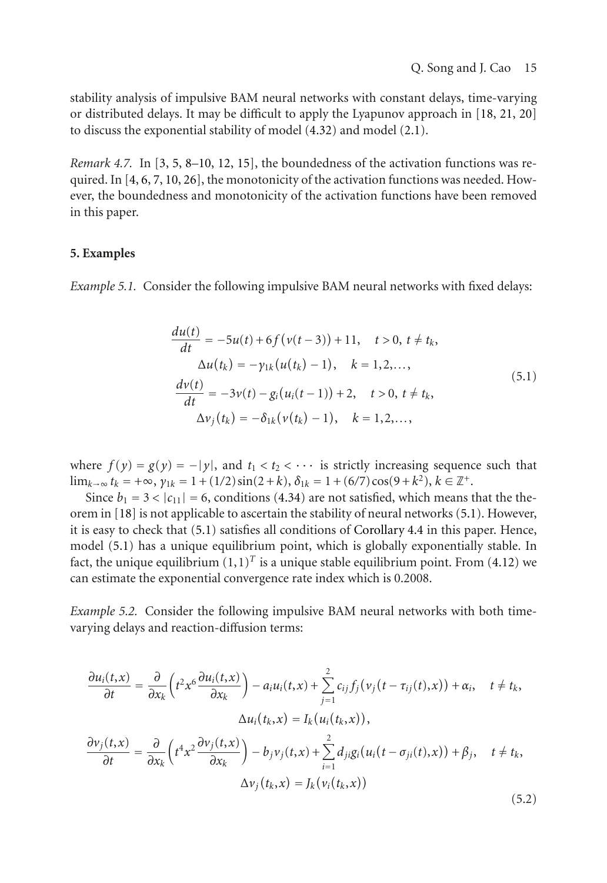stability analysis of impulsive BAM neural networks with constant delays, time-varying or distributed delays. It may be difficult to apply the Lyapunov approach in [18, 21, 20] to discuss the exponential stability of model (4.32) and model (2.1).

*Remark 4.7.* In [3, 5, 8–10, 12, 15], the boundedness of the activation functions was required. In [4, 6, 7, 10, 26], the monotonicity of the activation functions was needed. However, the boundedness and monotonicity of the activation functions have been removed in this paper.

## 5. Examples

*Example 5.1.* Consider the following impulsive BAM neural networks with fixed delays:

$$
\begin{gathered}
\frac{du(t)}{dt} = -5u(t) + 6f\big(v(t-3)\big) + 11, \quad t > 0,\ t \neq t_k, \\
\Delta u(t_k) = -\gamma_{1k}\big(u(t_k) - 1\big), \quad k = 1,2,\dots, \\
\frac{dv(t)}{dt} = -3v(t) - g_i\big(u_i(t-1)\big) + 2, \quad t > 0,\ t \neq t_k, \\
\Delta v_j(t_k) = -\delta_{1k}\big(v(t_k) - 1\big), \quad k = 1,2,\dots,
\end{gathered}
\tag{5.1}
$$

where $f(y) = g(y) = -|y|$, and $t_1 < t_2 < \cdots$ is strictly increasing sequence such that $\lim_{k\to\infty} t_k = +\infty$, $\gamma_{1k} = 1 + (1/2)\sin(2+k)$, $\delta_{1k} = 1 + (6/7)\cos(9+k^2)$, $k \in \mathbb{Z}^+$.

Since $b_1 = 3 < |c_{11}| = 6$, conditions (4.34) are not satisfied, which means that the theorem in [18] is not applicable to ascertain the stability of neural networks (5.1). However, it is easy to check that (5.1) satisfies all conditions of Corollary 4.4 in this paper. Hence, model (5.1) has a unique equilibrium point, which is globally exponentially stable. In fact, the unique equilibrium $(1,1)^T$ is a unique stable equilibrium point. From (4.12) we can estimate the exponential convergence rate index which is 0.2008.

*Example 5.2.* Consider the following impulsive BAM neural networks with both time-varying delays and reaction-diffusion terms:

$$
\begin{gathered}
\frac{\partial u_i(t,x)}{\partial t} = \frac{\partial}{\partial x_k}\left(t^2 x^6 \frac{\partial u_i(t,x)}{\partial x_k}\right) - a_i u_i(t,x) + \sum_{j=1}^{2} c_{ij} f_j\big(v_j(t - \tau_{ij}(t), x)\big) + \alpha_i, \quad t \neq t_k, \\
\Delta u_i(t_k, x) = I_k\big(u_i(t_k, x)\big), \\
\frac{\partial v_j(t,x)}{\partial t} = \frac{\partial}{\partial x_k}\left(t^4 x^2 \frac{\partial v_j(t,x)}{\partial x_k}\right) - b_j v_j(t,x) + \sum_{i=1}^{2} d_{ji} g_i\big(u_i(t - \sigma_{ji}(t), x)\big) + \beta_j, \quad t \neq t_k, \\
\Delta v_j(t_k, x) = J_k\big(v_i(t_k, x)\big)
\end{gathered}
\tag{5.2}
$$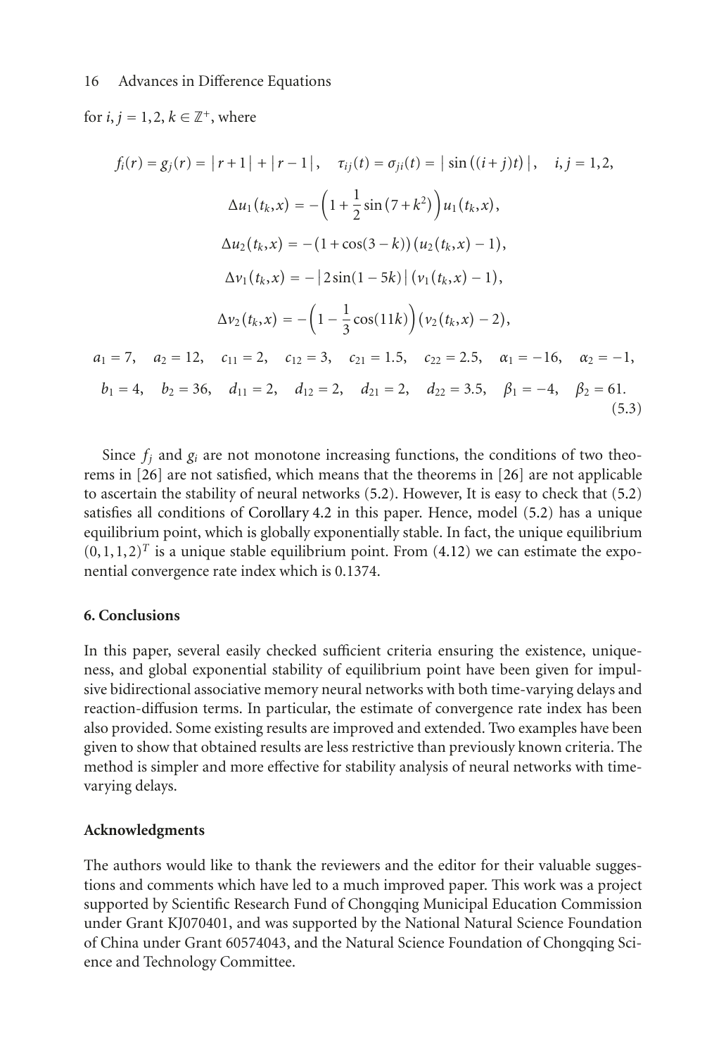for $i, j = 1, 2$, $k \in \mathbb{Z}^+$, where

$$
\begin{gathered}
f_i(r) = g_j(r) = |r+1| + |r-1|, \quad \tau_{ij}(t) = \sigma_{ji}(t) = |\sin((i+j)t)|, \quad i, j = 1, 2, \\
\Delta u_1(t_k, x) = -\left(1 + \frac{1}{2}\sin(7 + k^2)\right) u_1(t_k, x), \\
\Delta u_2(t_k, x) = -(1 + \cos(3 - k))(u_2(t_k, x) - 1), \\
\Delta v_1(t_k, x) = -|2\sin(1 - 5k)|(v_1(t_k, x) - 1), \\
\Delta v_2(t_k, x) = -\left(1 - \frac{1}{3}\cos(11k)\right)(v_2(t_k, x) - 2), \\
a_1 = 7, \quad a_2 = 12, \quad c_{11} = 2, \quad c_{12} = 3, \quad c_{21} = 1.5, \quad c_{22} = 2.5, \quad \alpha_1 = -16, \quad \alpha_2 = -1, \\
b_1 = 4, \quad b_2 = 36, \quad d_{11} = 2, \quad d_{12} = 2, \quad d_{21} = 2, \quad d_{22} = 3.5, \quad \beta_1 = -4, \quad \beta_2 = 61.
\end{gathered}
\tag{5.3}
$$

Since $f_j$ and $g_i$ are not monotone increasing functions, the conditions of two theorems in [26] are not satisfied, which means that the theorems in [26] are not applicable to ascertain the stability of neural networks (5.2). However, It is easy to check that (5.2) satisfies all conditions of Corollary 4.2 in this paper. Hence, model (5.2) has a unique equilibrium point, which is globally exponentially stable. In fact, the unique equilibrium $(0, 1, 1, 2)^T$ is a unique stable equilibrium point. From (4.12) we can estimate the exponential convergence rate index which is 0.1374.

## 6. Conclusions

In this paper, several easily checked sufficient criteria ensuring the existence, uniqueness, and global exponential stability of equilibrium point have been given for impulsive bidirectional associative memory neural networks with both time-varying delays and reaction-diffusion terms. In particular, the estimate of convergence rate index has been also provided. Some existing results are improved and extended. Two examples have been given to show that obtained results are less restrictive than previously known criteria. The method is simpler and more effective for stability analysis of neural networks with time-varying delays.

## Acknowledgments

The authors would like to thank the reviewers and the editor for their valuable suggestions and comments which have led to a much improved paper. This work was a project supported by Scientific Research Fund of Chongqing Municipal Education Commission under Grant KJ070401, and was supported by the National Natural Science Foundation of China under Grant 60574043, and the Natural Science Foundation of Chongqing Science and Technology Committee.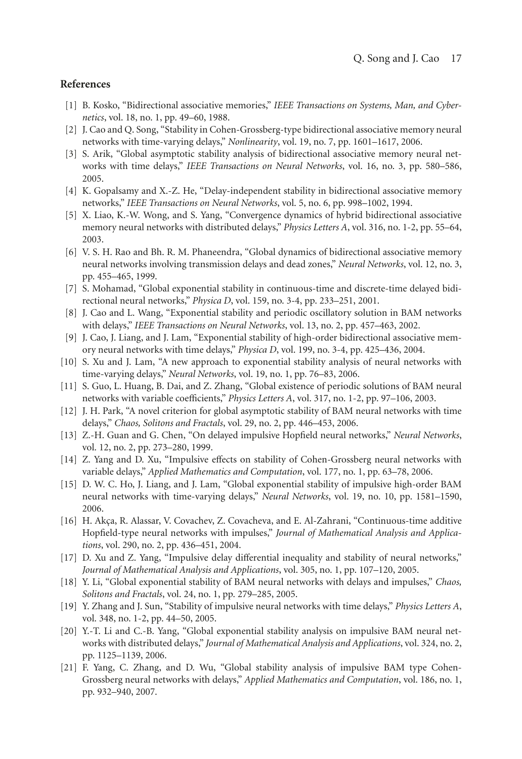## References

[1] B. Kosko, "Bidirectional associative memories," *IEEE Transactions on Systems, Man, and Cybernetics*, vol. 18, no. 1, pp. 49–60, 1988.

[2] J. Cao and Q. Song, "Stability in Cohen-Grossberg-type bidirectional associative memory neural networks with time-varying delays," *Nonlinearity*, vol. 19, no. 7, pp. 1601–1617, 2006.

[3] S. Arik, "Global asymptotic stability analysis of bidirectional associative memory neural networks with time delays," *IEEE Transactions on Neural Networks*, vol. 16, no. 3, pp. 580–586, 2005.

[4] K. Gopalsamy and X.-Z. He, "Delay-independent stability in bidirectional associative memory networks," *IEEE Transactions on Neural Networks*, vol. 5, no. 6, pp. 998–1002, 1994.

[5] X. Liao, K.-W. Wong, and S. Yang, "Convergence dynamics of hybrid bidirectional associative memory neural networks with distributed delays," *Physics Letters A*, vol. 316, no. 1-2, pp. 55–64, 2003.

[6] V. S. H. Rao and Bh. R. M. Phaneendra, "Global dynamics of bidirectional associative memory neural networks involving transmission delays and dead zones," *Neural Networks*, vol. 12, no. 3, pp. 455–465, 1999.

[7] S. Mohamad, "Global exponential stability in continuous-time and discrete-time delayed bidirectional neural networks," *Physica D*, vol. 159, no. 3-4, pp. 233–251, 2001.

[8] J. Cao and L. Wang, "Exponential stability and periodic oscillatory solution in BAM networks with delays," *IEEE Transactions on Neural Networks*, vol. 13, no. 2, pp. 457–463, 2002.

[9] J. Cao, J. Liang, and J. Lam, "Exponential stability of high-order bidirectional associative memory neural networks with time delays," *Physica D*, vol. 199, no. 3-4, pp. 425–436, 2004.

[10] S. Xu and J. Lam, "A new approach to exponential stability analysis of neural networks with time-varying delays," *Neural Networks*, vol. 19, no. 1, pp. 76–83, 2006.

[11] S. Guo, L. Huang, B. Dai, and Z. Zhang, "Global existence of periodic solutions of BAM neural networks with variable coefficients," *Physics Letters A*, vol. 317, no. 1-2, pp. 97–106, 2003.

[12] J. H. Park, "A novel criterion for global asymptotic stability of BAM neural networks with time delays," *Chaos, Solitons and Fractals*, vol. 29, no. 2, pp. 446–453, 2006.

[13] Z.-H. Guan and G. Chen, "On delayed impulsive Hopfield neural networks," *Neural Networks*, vol. 12, no. 2, pp. 273–280, 1999.

[14] Z. Yang and D. Xu, "Impulsive effects on stability of Cohen-Grossberg neural networks with variable delays," *Applied Mathematics and Computation*, vol. 177, no. 1, pp. 63–78, 2006.

[15] D. W. C. Ho, J. Liang, and J. Lam, "Global exponential stability of impulsive high-order BAM neural networks with time-varying delays," *Neural Networks*, vol. 19, no. 10, pp. 1581–1590, 2006.

[16] H. Akça, R. Alassar, V. Covachev, Z. Covacheva, and E. Al-Zahrani, "Continuous-time additive Hopfield-type neural networks with impulses," *Journal of Mathematical Analysis and Applications*, vol. 290, no. 2, pp. 436–451, 2004.

[17] D. Xu and Z. Yang, "Impulsive delay differential inequality and stability of neural networks," *Journal of Mathematical Analysis and Applications*, vol. 305, no. 1, pp. 107–120, 2005.

[18] Y. Li, "Global exponential stability of BAM neural networks with delays and impulses," *Chaos, Solitons and Fractals*, vol. 24, no. 1, pp. 279–285, 2005.

[19] Y. Zhang and J. Sun, "Stability of impulsive neural networks with time delays," *Physics Letters A*, vol. 348, no. 1-2, pp. 44–50, 2005.

[20] Y.-T. Li and C.-B. Yang, "Global exponential stability analysis on impulsive BAM neural networks with distributed delays," *Journal of Mathematical Analysis and Applications*, vol. 324, no. 2, pp. 1125–1139, 2006.

[21] F. Yang, C. Zhang, and D. Wu, "Global stability analysis of impulsive BAM type Cohen-Grossberg neural networks with delays," *Applied Mathematics and Computation*, vol. 186, no. 1, pp. 932–940, 2007.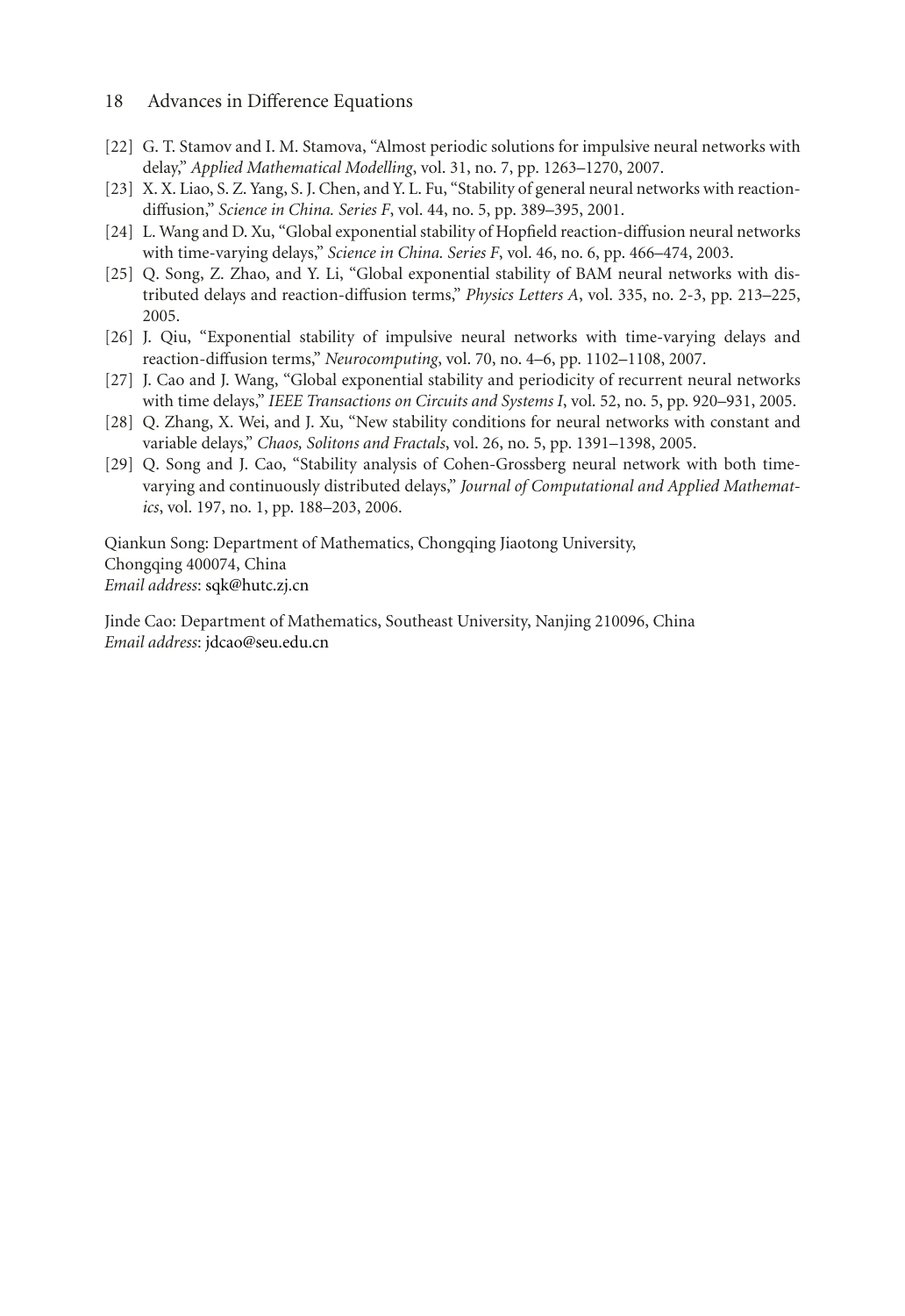[22] G. T. Stamov and I. M. Stamova, "Almost periodic solutions for impulsive neural networks with delay," *Applied Mathematical Modelling*, vol. 31, no. 7, pp. 1263–1270, 2007.

[23] X. X. Liao, S. Z. Yang, S. J. Chen, and Y. L. Fu, "Stability of general neural networks with reaction-diffusion," *Science in China. Series F*, vol. 44, no. 5, pp. 389–395, 2001.

[24] L. Wang and D. Xu, "Global exponential stability of Hopfield reaction-diffusion neural networks with time-varying delays," *Science in China. Series F*, vol. 46, no. 6, pp. 466–474, 2003.

[25] Q. Song, Z. Zhao, and Y. Li, "Global exponential stability of BAM neural networks with distributed delays and reaction-diffusion terms," *Physics Letters A*, vol. 335, no. 2-3, pp. 213–225, 2005.

[26] J. Qiu, "Exponential stability of impulsive neural networks with time-varying delays and reaction-diffusion terms," *Neurocomputing*, vol. 70, no. 4–6, pp. 1102–1108, 2007.

[27] J. Cao and J. Wang, "Global exponential stability and periodicity of recurrent neural networks with time delays," *IEEE Transactions on Circuits and Systems I*, vol. 52, no. 5, pp. 920–931, 2005.

[28] Q. Zhang, X. Wei, and J. Xu, "New stability conditions for neural networks with constant and variable delays," *Chaos, Solitons and Fractals*, vol. 26, no. 5, pp. 1391–1398, 2005.

[29] Q. Song and J. Cao, "Stability analysis of Cohen-Grossberg neural network with both time-varying and continuously distributed delays," *Journal of Computational and Applied Mathematics*, vol. 197, no. 1, pp. 188–203, 2006.

Qiankun Song: Department of Mathematics, Chongqing Jiaotong University,
Chongqing 400074, China
*Email address*: sqk@hutc.zj.cn

Jinde Cao: Department of Mathematics, Southeast University, Nanjing 210096, China
*Email address*: jdcao@seu.edu.cn